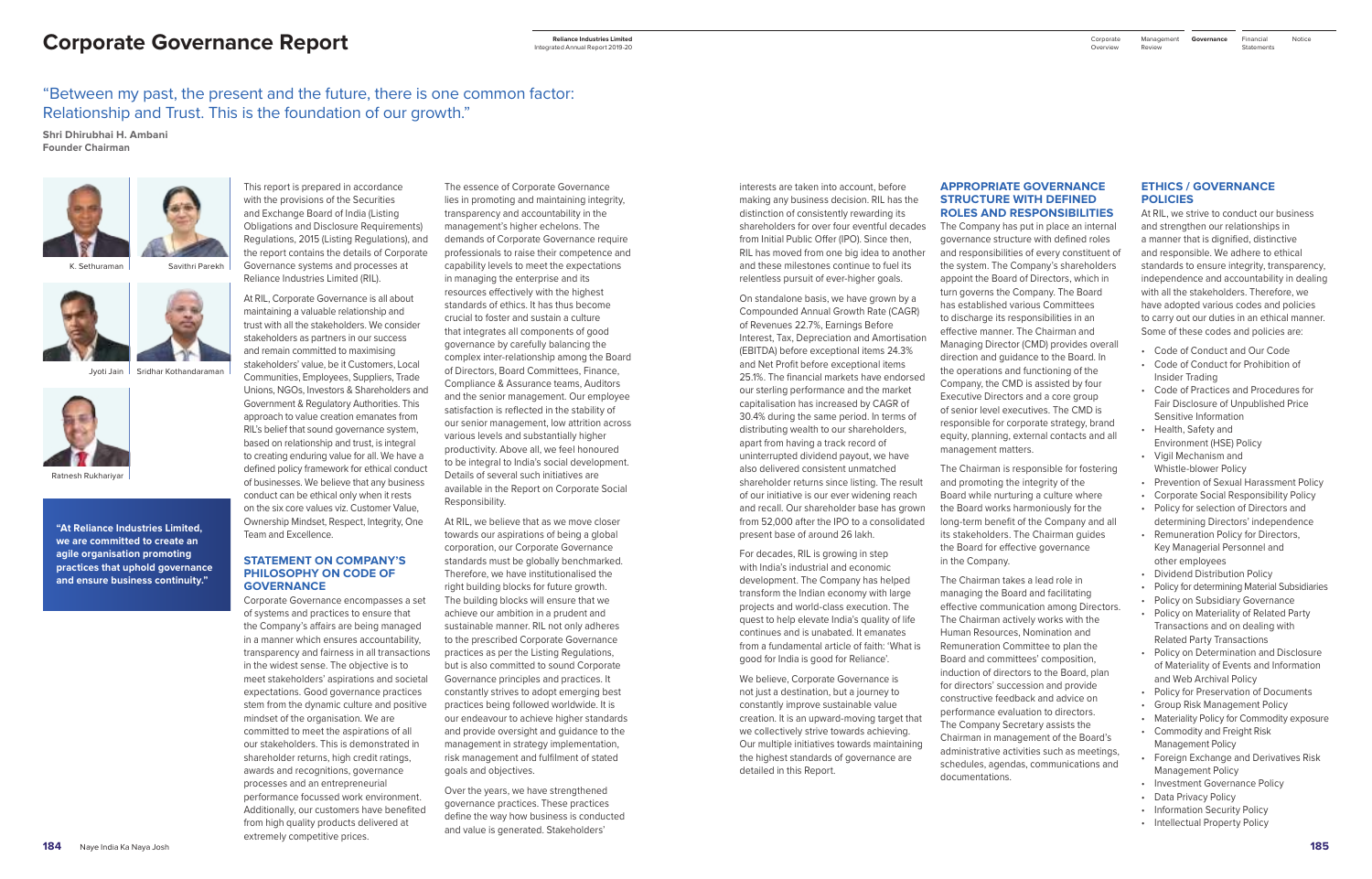# Corporate Governance Report

"Between my past, the present and the future, there is one common factor: Relationship and Trust. This is the foundation of our growth."

**Shri Dhirubhai H. Ambani**
**Founder Chairman**

K. Sethuraman | Savithri Parekh

Jyoti Jain | Sridhar Kothandaraman

Ratnesh Rukhariyar

**"At Reliance Industries Limited, we are committed to create an agile organisation promoting practices that uphold governance and ensure business continuity."**

This report is prepared in accordance with the provisions of the Securities and Exchange Board of India (Listing Obligations and Disclosure Requirements) Regulations, 2015 (Listing Regulations), and the report contains the details of Corporate Governance systems and processes at Reliance Industries Limited (RIL).

At RIL, Corporate Governance is all about maintaining a valuable relationship and trust with all the stakeholders. We consider stakeholders as partners in our success and remain committed to maximising stakeholders' value, be it Customers, Local Communities, Employees, Suppliers, Trade Unions, NGOs, Investors & Shareholders and Government & Regulatory Authorities. This approach to value creation emanates from RIL's belief that sound governance system, based on relationship and trust, is integral to creating enduring value for all. We have a defined policy framework for ethical conduct of businesses. We believe that any business conduct can be ethical only when it rests on the six core values viz. Customer Value, Ownership Mindset, Respect, Integrity, One Team and Excellence.

## STATEMENT ON COMPANY'S PHILOSOPHY ON CODE OF GOVERNANCE

Corporate Governance encompasses a set of systems and practices to ensure that the Company's affairs are being managed in a manner which ensures accountability, transparency and fairness in all transactions in the widest sense. The objective is to meet stakeholders' aspirations and societal expectations. Good governance practices stem from the dynamic culture and positive mindset of the organisation. We are committed to meet the aspirations of all our stakeholders. This is demonstrated in shareholder returns, high credit ratings, awards and recognitions, governance processes and an entrepreneurial performance focussed work environment. Additionally, our customers have benefited from high quality products delivered at extremely competitive prices.

The essence of Corporate Governance lies in promoting and maintaining integrity, transparency and accountability in the management's higher echelons. The demands of Corporate Governance require professionals to raise their competence and capability levels to meet the expectations in managing the enterprise and its resources effectively with the highest standards of ethics. It has thus become crucial to foster and sustain a culture that integrates all components of good governance by carefully balancing the complex inter-relationship among the Board of Directors, Board Committees, Finance, Compliance & Assurance teams, Auditors and the senior management. Our employee satisfaction is reflected in the stability of our senior management, low attrition across various levels and substantially higher productivity. Above all, we feel honoured to be integral to India's social development. Details of several such initiatives are available in the Report on Corporate Social Responsibility.

At RIL, we believe that as we move closer towards our aspirations of being a global corporation, our Corporate Governance standards must be globally benchmarked. Therefore, we have institutionalised the right building blocks for future growth. The building blocks will ensure that we achieve our ambition in a prudent and sustainable manner. RIL not only adheres to the prescribed Corporate Governance practices as per the Listing Regulations, but is also committed to sound Corporate Governance principles and practices. It constantly strives to adopt emerging best practices being followed worldwide. It is our endeavour to achieve higher standards and provide oversight and guidance to the management in strategy implementation, risk management and fulfilment of stated goals and objectives.

Over the years, we have strengthened governance practices. These practices define the way how business is conducted and value is generated. Stakeholders' interests are taken into account, before making any business decision. RIL has the distinction of consistently rewarding its shareholders for over four eventful decades from Initial Public Offer (IPO). Since then, RIL has moved from one big idea to another and these milestones continue to fuel its relentless pursuit of ever-higher goals.

On standalone basis, we have grown by a Compounded Annual Growth Rate (CAGR) of Revenues 22.7%, Earnings Before Interest, Tax, Depreciation and Amortisation (EBITDA) before exceptional items 24.3% and Net Profit before exceptional items 25.1%. The financial markets have endorsed our sterling performance and the market capitalisation has increased by CAGR of 30.4% during the same period. In terms of distributing wealth to our shareholders, apart from having a track record of uninterrupted dividend payout, we have also delivered consistent unmatched shareholder returns since listing. The result of our initiative is our ever widening reach and recall. Our shareholder base has grown from 52,000 after the IPO to a consolidated present base of around 26 lakh.

For decades, RIL is growing in step with India's industrial and economic development. The Company has helped transform the Indian economy with large projects and world-class execution. The quest to help elevate India's quality of life continues and is unabated. It emanates from a fundamental article of faith: 'What is good for India is good for Reliance'.

We believe, Corporate Governance is not just a destination, but a journey to constantly improve sustainable value creation. It is an upward-moving target that we collectively strive towards achieving. Our multiple initiatives towards maintaining the highest standards of governance are detailed in this Report.

## APPROPRIATE GOVERNANCE STRUCTURE WITH DEFINED ROLES AND RESPONSIBILITIES

The Company has put in place an internal governance structure with defined roles and responsibilities of every constituent of the system. The Company's shareholders appoint the Board of Directors, which in turn governs the Company. The Board has established various Committees to discharge its responsibilities in an effective manner. The Chairman and Managing Director (CMD) provides overall direction and guidance to the Board. In the operations and functioning of the Company, the CMD is assisted by four Executive Directors and a core group of senior level executives. The CMD is responsible for corporate strategy, brand equity, planning, external contacts and all management matters.

The Chairman is responsible for fostering and promoting the integrity of the Board while nurturing a culture where the Board works harmoniously for the long-term benefit of the Company and all its stakeholders. The Chairman guides the Board for effective governance in the Company.

The Chairman takes a lead role in managing the Board and facilitating effective communication among Directors. The Chairman actively works with the Human Resources, Nomination and Remuneration Committee to plan the Board and committees' composition, induction of directors to the Board, plan for directors' succession and provide constructive feedback and advice on performance evaluation to directors. The Company Secretary assists the Chairman in management of the Board's administrative activities such as meetings, schedules, agendas, communications and documentations.

## ETHICS / GOVERNANCE POLICIES

At RIL, we strive to conduct our business and strengthen our relationships in a manner that is dignified, distinctive and responsible. We adhere to ethical standards to ensure integrity, transparency, independence and accountability in dealing with all the stakeholders. Therefore, we have adopted various codes and policies to carry out our duties in an ethical manner. Some of these codes and policies are:

- Code of Conduct and Our Code
- Code of Conduct for Prohibition of Insider Trading
- Code of Practices and Procedures for Fair Disclosure of Unpublished Price Sensitive Information
- Health, Safety and Environment (HSE) Policy
- Vigil Mechanism and Whistle-blower Policy
- Prevention of Sexual Harassment Policy
- Corporate Social Responsibility Policy
- Policy for selection of Directors and determining Directors' independence
- Remuneration Policy for Directors, Key Managerial Personnel and other employees
- Dividend Distribution Policy
- Policy for determining Material Subsidiaries
- Policy on Subsidiary Governance
- Policy on Materiality of Related Party Transactions and on dealing with Related Party Transactions
- Policy on Determination and Disclosure of Materiality of Events and Information and Web Archival Policy
- Policy for Preservation of Documents
- Group Risk Management Policy
- Materiality Policy for Commodity exposure
- Commodity and Freight Risk Management Policy
- Foreign Exchange and Derivatives Risk Management Policy
- Investment Governance Policy
- Data Privacy Policy
- Information Security Policy
- Intellectual Property Policy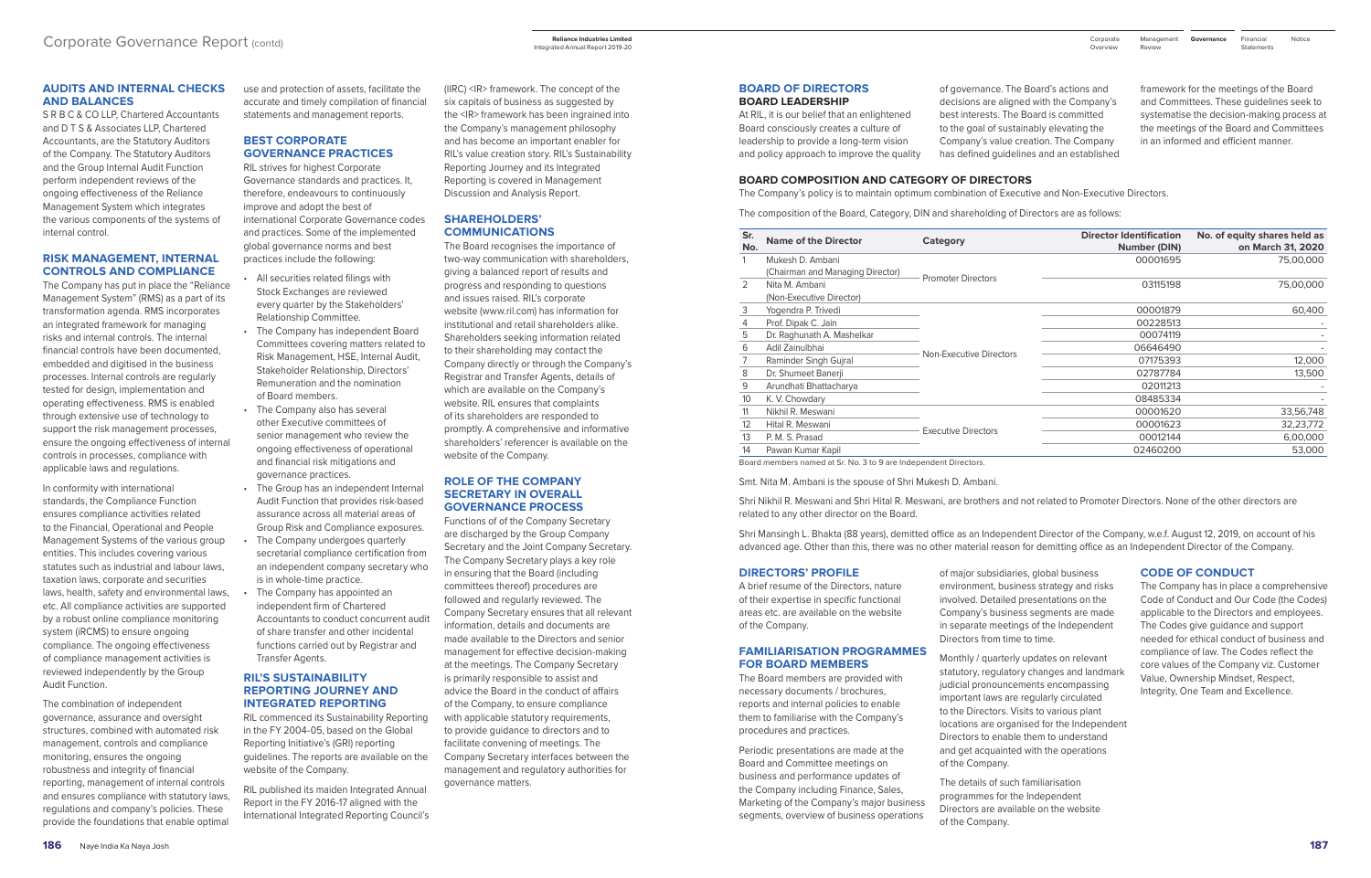## AUDITS AND INTERNAL CHECKS AND BALANCES

S R B C & CO LLP, Chartered Accountants and D T S & Associates LLP, Chartered Accountants, are the Statutory Auditors of the Company. The Statutory Auditors and the Group Internal Audit Function perform independent reviews of the ongoing effectiveness of the Reliance Management System which integrates the various components of the systems of internal control.

## RISK MANAGEMENT, INTERNAL CONTROLS AND COMPLIANCE

The Company has put in place the "Reliance Management System" (RMS) as a part of its transformation agenda. RMS incorporates an integrated framework for managing risks and internal controls. The internal financial controls have been documented, embedded and digitised in the business processes. Internal controls are regularly tested for design, implementation and operating effectiveness. RMS is enabled through extensive use of technology to support the risk management processes, ensure the ongoing effectiveness of internal controls in processes, compliance with applicable laws and regulations.

In conformity with international standards, the Compliance Function ensures compliance activities related to the Financial, Operational and People Management Systems of the various group entities. This includes covering various statutes such as industrial and labour laws, taxation laws, corporate and securities laws, health, safety and environmental laws, etc. All compliance activities are supported by a robust online compliance monitoring system (iRCMS) to ensure ongoing compliance. The ongoing effectiveness of compliance management activities is reviewed independently by the Group Audit Function.

The combination of independent governance, assurance and oversight structures, combined with automated risk management, controls and compliance monitoring, ensures the ongoing robustness and integrity of financial reporting, management of internal controls and ensures compliance with statutory laws, regulations and company's policies. These provide the foundations that enable optimal use and protection of assets, facilitate the accurate and timely compilation of financial statements and management reports.

## BEST CORPORATE GOVERNANCE PRACTICES

RIL strives for highest Corporate Governance standards and practices. It, therefore, endeavours to continuously improve and adopt the best of international Corporate Governance codes and practices. Some of the implemented global governance norms and best practices include the following:

- All securities related filings with Stock Exchanges are reviewed every quarter by the Stakeholders' Relationship Committee.
- The Company has independent Board Committees covering matters related to Risk Management, HSE, Internal Audit, Stakeholder Relationship, Directors' Remuneration and the nomination of Board members.
- The Company also has several other Executive committees of senior management who review the ongoing effectiveness of operational and financial risk mitigations and governance practices.
- The Group has an independent Internal Audit Function that provides risk-based assurance across all material areas of Group Risk and Compliance exposures.
- The Company undergoes quarterly secretarial compliance certification from an independent company secretary who is in whole-time practice.
- The Company has appointed an independent firm of Chartered Accountants to conduct concurrent audit of share transfer and other incidental functions carried out by Registrar and Transfer Agents.

## RIL'S SUSTAINABILITY REPORTING JOURNEY AND INTEGRATED REPORTING

RIL commenced its Sustainability Reporting in the FY 2004-05, based on the Global Reporting Initiative's (GRI) reporting guidelines. The reports are available on the website of the Company.

RIL published its maiden Integrated Annual Report in the FY 2016-17 aligned with the International Integrated Reporting Council's (IIRC) <IR> framework. The concept of the six capitals of business as suggested by the <IR> framework has been ingrained into the Company's management philosophy and has become an important enabler for RIL's value creation story. RIL's Sustainability Reporting Journey and its Integrated Reporting is covered in Management Discussion and Analysis Report.

## SHAREHOLDERS' COMMUNICATIONS

The Board recognises the importance of two-way communication with shareholders, giving a balanced report of results and progress and responding to questions and issues raised. RIL's corporate website (www.ril.com) has information for institutional and retail shareholders alike. Shareholders seeking information related to their shareholding may contact the Company directly or through the Company's Registrar and Transfer Agents, details of which are available on the Company's website. RIL ensures that complaints of its shareholders are responded to promptly. A comprehensive and informative shareholders' referencer is available on the website of the Company.

## ROLE OF THE COMPANY SECRETARY IN OVERALL GOVERNANCE PROCESS

Functions of of the Company Secretary are discharged by the Group Company Secretary and the Joint Company Secretary. The Company Secretary plays a key role in ensuring that the Board (including committees thereof) procedures are followed and regularly reviewed. The Company Secretary ensures that all relevant information, details and documents are made available to the Directors and senior management for effective decision-making at the meetings. The Company Secretary is primarily responsible to assist and advice the Board in the conduct of affairs of the Company, to ensure compliance with applicable statutory requirements, to provide guidance to directors and to facilitate convening of meetings. The Company Secretary interfaces between the management and regulatory authorities for governance matters.

## BOARD OF DIRECTORS

### BOARD LEADERSHIP

At RIL, it is our belief that an enlightened Board consciously creates a culture of leadership to provide a long-term vision and policy approach to improve the quality of governance. The Board's actions and decisions are aligned with the Company's best interests. The Board is committed to the goal of sustainably elevating the Company's value creation. The Company has defined guidelines and an established framework for the meetings of the Board and Committees. These guidelines seek to systematise the decision-making process at the meetings of the Board and Committees in an informed and efficient manner.

### BOARD COMPOSITION AND CATEGORY OF DIRECTORS

The Company's policy is to maintain optimum combination of Executive and Non-Executive Directors.

The composition of the Board, Category, DIN and shareholding of Directors are as follows:

| Sr. No. | Name of the Director | Category | Director Identification Number (DIN) | No. of equity shares held as on March 31, 2020 |
|---|---|---|---|---|
| 1 | Mukesh D. Ambani (Chairman and Managing Director) | Promoter Directors | 00001695 | 75,00,000 |
| 2 | Nita M. Ambani (Non-Executive Director) | | 03115198 | 75,00,000 |
| 3 | Yogendra P. Trivedi | Non-Executive Directors | 00001879 | 60,400 |
| 4 | Prof. Dipak C. Jain | | 00228513 | - |
| 5 | Dr. Raghunath A. Mashelkar | | 00074119 | - |
| 6 | Adil Zainulbhai | | 06646490 | - |
| 7 | Raminder Singh Gujral | | 07175393 | 12,000 |
| 8 | Dr. Shumeet Banerji | | 02787784 | 13,500 |
| 9 | Arundhati Bhattacharya | | 02011213 | - |
| 10 | K. V. Chowdary | | 08485334 | - |
| 11 | Nikhil R. Meswani | Executive Directors | 00001620 | 33,56,748 |
| 12 | Hital R. Meswani | | 00001623 | 32,23,772 |
| 13 | P. M. S. Prasad | | 00012144 | 6,00,000 |
| 14 | Pawan Kumar Kapil | | 02460200 | 53,000 |

Board members named at Sr. No. 3 to 9 are Independent Directors.

Smt. Nita M. Ambani is the spouse of Shri Mukesh D. Ambani.

Shri Nikhil R. Meswani and Shri Hital R. Meswani, are brothers and not related to Promoter Directors. None of the other directors are related to any other director on the Board.

Shri Mansingh L. Bhakta (88 years), demitted office as an Independent Director of the Company, w.e.f. August 12, 2019, on account of his advanced age. Other than this, there was no other material reason for demitting office as an Independent Director of the Company.

## DIRECTORS' PROFILE

A brief resume of the Directors, nature of their expertise in specific functional areas etc. are available on the website of the Company.

## FAMILIARISATION PROGRAMMES FOR BOARD MEMBERS

The Board members are provided with necessary documents / brochures, reports and internal policies to enable them to familiarise with the Company's procedures and practices.

Periodic presentations are made at the Board and Committee meetings on business and performance updates of the Company including Finance, Sales, Marketing of the Company's major business segments, overview of business operations of major subsidiaries, global business environment, business strategy and risks involved. Detailed presentations on the Company's business segments are made in separate meetings of the Independent Directors from time to time.

Monthly / quarterly updates on relevant statutory, regulatory changes and landmark judicial pronouncements encompassing important laws are regularly circulated to the Directors. Visits to various plant locations are organised for the Independent Directors to enable them to understand and get acquainted with the operations of the Company.

The details of such familiarisation programmes for the Independent Directors are available on the website of the Company.

## CODE OF CONDUCT

The Company has in place a comprehensive Code of Conduct and Our Code (the Codes) applicable to the Directors and employees. The Codes give guidance and support needed for ethical conduct of business and compliance of law. The Codes reflect the core values of the Company viz. Customer Value, Ownership Mindset, Respect, Integrity, One Team and Excellence.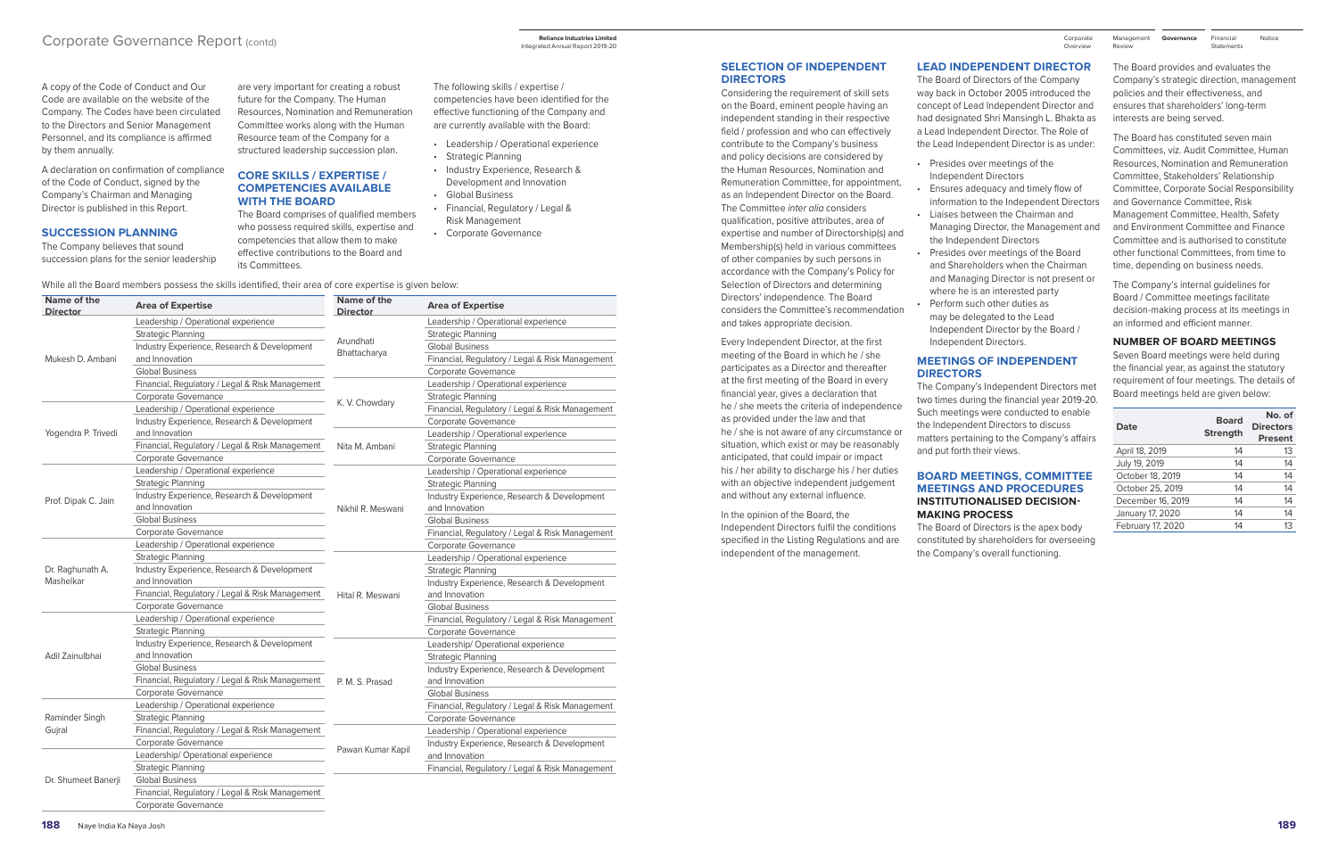A copy of the Code of Conduct and Our Code are available on the website of the Company. The Codes have been circulated to the Directors and Senior Management Personnel, and its compliance is affirmed by them annually.

A declaration on confirmation of compliance of the Code of Conduct, signed by the Company's Chairman and Managing Director is published in this Report.

## SUCCESSION PLANNING

The Company believes that sound succession plans for the senior leadership are very important for creating a robust future for the Company. The Human Resources, Nomination and Remuneration Committee works along with the Human Resource team of the Company for a structured leadership succession plan.

## CORE SKILLS / EXPERTISE / COMPETENCIES AVAILABLE WITH THE BOARD

The Board comprises of qualified members who possess required skills, expertise and competencies that allow them to make effective contributions to the Board and its Committees.

The following skills / expertise / competencies have been identified for the effective functioning of the Company and are currently available with the Board:

- Leadership / Operational experience
- Strategic Planning
- Industry Experience, Research & Development and Innovation
- Global Business
- Financial, Regulatory / Legal & Risk Management
- Corporate Governance

While all the Board members possess the skills identified, their area of core expertise is given below:

| Name of the Director | Area of Expertise |
|---|---|
| Mukesh D. Ambani | Leadership / Operational experience |
| | Strategic Planning |
| | Industry Experience, Research & Development and Innovation |
| | Global Business |
| | Financial, Regulatory / Legal & Risk Management |
| | Corporate Governance |
| Yogendra P. Trivedi | Leadership / Operational experience |
| | Industry Experience, Research & Development and Innovation |
| | Financial, Regulatory / Legal & Risk Management |
| | Corporate Governance |
| Prof. Dipak C. Jain | Leadership / Operational experience |
| | Strategic Planning |
| | Industry Experience, Research & Development and Innovation |
| | Global Business |
| | Corporate Governance |
| Dr. Raghunath A. Mashelkar | Leadership / Operational experience |
| | Strategic Planning |
| | Industry Experience, Research & Development and Innovation |
| | Financial, Regulatory / Legal & Risk Management |
| | Corporate Governance |
| Adil Zainulbhai | Leadership / Operational experience |
| | Strategic Planning |
| | Industry Experience, Research & Development and Innovation |
| | Global Business |
| | Financial, Regulatory / Legal & Risk Management |
| | Corporate Governance |
| Raminder Singh Gujral | Leadership / Operational experience |
| | Strategic Planning |
| | Financial, Regulatory / Legal & Risk Management |
| | Corporate Governance |
| Dr. Shumeet Banerji | Leadership/ Operational experience |
| | Strategic Planning |
| | Global Business |
| | Financial, Regulatory / Legal & Risk Management |
| | Corporate Governance |
| Arundhati Bhattacharya | Leadership / Operational experience |
| | Strategic Planning |
| | Global Business |
| | Financial, Regulatory / Legal & Risk Management |
| | Corporate Governance |
| K. V. Chowdary | Leadership / Operational experience |
| | Strategic Planning |
| | Financial, Regulatory / Legal & Risk Management |
| | Corporate Governance |
| Nita M. Ambani | Leadership / Operational experience |
| | Strategic Planning |
| | Corporate Governance |
| Nikhil R. Meswani | Leadership / Operational experience |
| | Strategic Planning |
| | Industry Experience, Research & Development and Innovation |
| | Global Business |
| | Financial, Regulatory / Legal & Risk Management |
| | Corporate Governance |
| Hital R. Meswani | Leadership / Operational experience |
| | Strategic Planning |
| | Industry Experience, Research & Development and Innovation |
| | Global Business |
| | Financial, Regulatory / Legal & Risk Management |
| | Corporate Governance |
| P. M. S. Prasad | Leadership/ Operational experience |
| | Strategic Planning |
| | Industry Experience, Research & Development and Innovation |
| | Global Business |
| | Financial, Regulatory / Legal & Risk Management |
| | Corporate Governance |
| Pawan Kumar Kapil | Leadership / Operational experience |
| | Industry Experience, Research & Development and Innovation |
| | Financial, Regulatory / Legal & Risk Management |

## SELECTION OF INDEPENDENT DIRECTORS

Considering the requirement of skill sets on the Board, eminent people having an independent standing in their respective field / profession and who can effectively contribute to the Company's business and policy decisions are considered by the Human Resources, Nomination and Remuneration Committee, for appointment, as an Independent Director on the Board. The Committee *inter alia* considers qualification, positive attributes, area of expertise and number of Directorship(s) and Membership(s) held in various committees of other companies by such persons in accordance with the Company's Policy for Selection of Directors and determining Directors' independence. The Board considers the Committee's recommendation and takes appropriate decision.

Every Independent Director, at the first meeting of the Board in which he / she participates as a Director and thereafter at the first meeting of the Board in every financial year, gives a declaration that he / she meets the criteria of independence as provided under the law and that he / she is not aware of any circumstance or situation, which exist or may be reasonably anticipated, that could impair or impact his / her ability to discharge his / her duties with an objective independent judgement and without any external influence.

In the opinion of the Board, the Independent Directors fulfil the conditions specified in the Listing Regulations and are independent of the management.

## LEAD INDEPENDENT DIRECTOR

The Board of Directors of the Company way back in October 2005 introduced the concept of Lead Independent Director and had designated Shri Mansingh L. Bhakta as a Lead Independent Director. The Role of the Lead Independent Director is as under:

- Presides over meetings of the Independent Directors
- Ensures adequacy and timely flow of information to the Independent Directors
- Liaises between the Chairman and Managing Director, the Management and the Independent Directors
- Presides over meetings of the Board and Shareholders when the Chairman and Managing Director is not present or where he is an interested party
- Perform such other duties as may be delegated to the Lead Independent Director by the Board / Independent Directors.

## MEETINGS OF INDEPENDENT DIRECTORS

The Company's Independent Directors met two times during the financial year 2019-20. Such meetings were conducted to enable the Independent Directors to discuss matters pertaining to the Company's affairs and put forth their views.

## BOARD MEETINGS, COMMITTEE MEETINGS AND PROCEDURES

### INSTITUTIONALISED DECISION-MAKING PROCESS

The Board of Directors is the apex body constituted by shareholders for overseeing the Company's overall functioning. The Board provides and evaluates the Company's strategic direction, management policies and their effectiveness, and ensures that shareholders' long-term interests are being served.

The Board has constituted seven main Committees, viz. Audit Committee, Human Resources, Nomination and Remuneration Committee, Stakeholders' Relationship Committee, Corporate Social Responsibility and Governance Committee, Risk Management Committee, Health, Safety and Environment Committee and Finance Committee and is authorised to constitute other functional Committees, from time to time, depending on business needs.

The Company's internal guidelines for Board / Committee meetings facilitate decision-making process at its meetings in an informed and efficient manner.

### NUMBER OF BOARD MEETINGS

Seven Board meetings were held during the financial year, as against the statutory requirement of four meetings. The details of Board meetings held are given below:

| Date | Board Strength | No. of Directors Present |
|---|---|---|
| April 18, 2019 | 14 | 13 |
| July 19, 2019 | 14 | 14 |
| October 18, 2019 | 14 | 14 |
| October 25, 2019 | 14 | 14 |
| December 16, 2019 | 14 | 14 |
| January 17, 2020 | 14 | 14 |
| February 17, 2020 | 14 | 13 |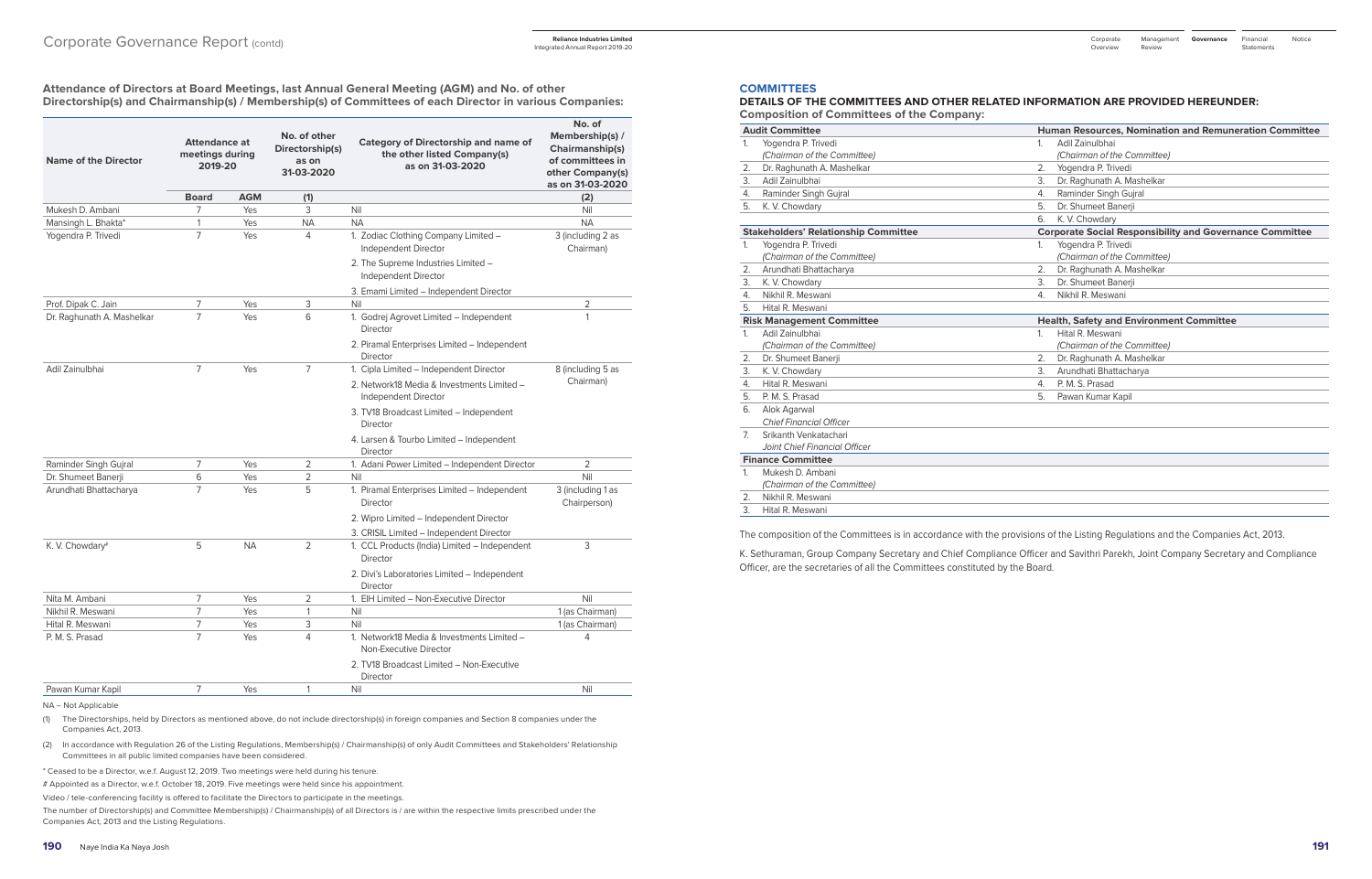**Attendance of Directors at Board Meetings, last Annual General Meeting (AGM) and No. of other Directorship(s) and Chairmanship(s) / Membership(s) of Committees of each Director in various Companies:**

| Name of the Director | Attendance at meetings during 2019-20 | | No. of other Directorship(s) as on 31-03-2020 | Category of Directorship and name of the other listed Company(s) as on 31-03-2020 | No. of Membership(s) / Chairmanship(s) of committees in other Company(s) as on 31-03-2020 |
|---|---|---|---|---|---|
| | Board | AGM | (1) | | (2) |
| Mukesh D. Ambani | 7 | Yes | 3 | Nil | Nil |
| Mansingh L. Bhakta* | 1 | Yes | NA | NA | NA |
| Yogendra P. Trivedi | 7 | Yes | 4 | 1. Zodiac Clothing Company Limited – Independent Director<br>2. The Supreme Industries Limited – Independent Director<br>3. Emami Limited – Independent Director | 3 (including 2 as Chairman) |
| Prof. Dipak C. Jain | 7 | Yes | 3 | Nil | 2 |
| Dr. Raghunath A. Mashelkar | 7 | Yes | 6 | 1. Godrej Agrovet Limited – Independent Director<br>2. Piramal Enterprises Limited – Independent Director | 1 |
| Adil Zainulbhai | 7 | Yes | 7 | 1. Cipla Limited – Independent Director<br>2. Network18 Media & Investments Limited – Independent Director<br>3. TV18 Broadcast Limited – Independent Director<br>4. Larsen & Tourbo Limited – Independent Director | 8 (including 5 as Chairman) |
| Raminder Singh Gujral | 7 | Yes | 2 | 1. Adani Power Limited – Independent Director | 2 |
| Dr. Shumeet Banerji | 6 | Yes | 2 | Nil | Nil |
| Arundhati Bhattacharya | 7 | Yes | 5 | 1. Piramal Enterprises Limited – Independent Director<br>2. Wipro Limited – Independent Director<br>3. CRISIL Limited – Independent Director | 3 (including 1 as Chairperson) |
| K. V. Chowdary# | 5 | NA | 2 | 1. CCL Products (India) Limited – Independent Director<br>2. Divi's Laboratories Limited – Independent Director | 3 |
| Nita M. Ambani | 7 | Yes | 2 | 1. EIH Limited – Non-Executive Director | Nil |
| Nikhil R. Meswani | 7 | Yes | 1 | Nil | 1 (as Chairman) |
| Hital R. Meswani | 7 | Yes | 3 | Nil | 1 (as Chairman) |
| P. M. S. Prasad | 7 | Yes | 4 | 1. Network18 Media & Investments Limited – Non-Executive Director<br>2. TV18 Broadcast Limited – Non-Executive Director | 4 |
| Pawan Kumar Kapil | 7 | Yes | 1 | Nil | Nil |

NA – Not Applicable

(1) The Directorships, held by Directors as mentioned above, do not include directorship(s) in foreign companies and Section 8 companies under the Companies Act, 2013.

(2) In accordance with Regulation 26 of the Listing Regulations, Membership(s) / Chairmanship(s) of only Audit Committees and Stakeholders' Relationship Committees in all public limited companies have been considered.

* Ceased to be a Director, w.e.f. August 12, 2019. Two meetings were held during his tenure.

# Appointed as a Director, w.e.f. October 18, 2019. Five meetings were held since his appointment.

Video / tele-conferencing facility is offered to facilitate the Directors to participate in the meetings.

The number of Directorship(s) and Committee Membership(s) / Chairmanship(s) of all Directors is / are within the respective limits prescribed under the Companies Act, 2013 and the Listing Regulations.

## COMMITTEES

### DETAILS OF THE COMMITTEES AND OTHER RELATED INFORMATION ARE PROVIDED HEREUNDER:

**Composition of Committees of the Company:**

| Audit Committee | Human Resources, Nomination and Remuneration Committee |
|---|---|
| 1. Yogendra P. Trivedi *(Chairman of the Committee)* | 1. Adil Zainulbhai *(Chairman of the Committee)* |
| 2. Dr. Raghunath A. Mashelkar | 2. Yogendra P. Trivedi |
| 3. Adil Zainulbhai | 3. Dr. Raghunath A. Mashelkar |
| 4. Raminder Singh Gujral | 4. Raminder Singh Gujral |
| 5. K. V. Chowdary | 5. Dr. Shumeet Banerji |
| | 6. K. V. Chowdary |
| **Stakeholders' Relationship Committee** | **Corporate Social Responsibility and Governance Committee** |
| 1. Yogendra P. Trivedi *(Chairman of the Committee)* | 1. Yogendra P. Trivedi *(Chairman of the Committee)* |
| 2. Arundhati Bhattacharya | 2. Dr. Raghunath A. Mashelkar |
| 3. K. V. Chowdary | 3. Dr. Shumeet Banerji |
| 4. Nikhil R. Meswani | 4. Nikhil R. Meswani |
| 5. Hital R. Meswani | |
| **Risk Management Committee** | **Health, Safety and Environment Committee** |
| 1. Adil Zainulbhai *(Chairman of the Committee)* | 1. Hital R. Meswani *(Chairman of the Committee)* |
| 2. Dr. Shumeet Banerji | 2. Dr. Raghunath A. Mashelkar |
| 3. K. V. Chowdary | 3. Arundhati Bhattacharya |
| 4. Hital R. Meswani | 4. P. M. S. Prasad |
| 5. P. M. S. Prasad | 5. Pawan Kumar Kapil |
| 6. Alok Agarwal *Chief Financial Officer* | |
| 7. Srikanth Venkatachari *Joint Chief Financial Officer* | |
| **Finance Committee** | |
| 1. Mukesh D. Ambani *(Chairman of the Committee)* | |
| 2. Nikhil R. Meswani | |
| 3. Hital R. Meswani | |

The composition of the Committees is in accordance with the provisions of the Listing Regulations and the Companies Act, 2013.

K. Sethuraman, Group Company Secretary and Chief Compliance Officer and Savithri Parekh, Joint Company Secretary and Compliance Officer, are the secretaries of all the Committees constituted by the Board.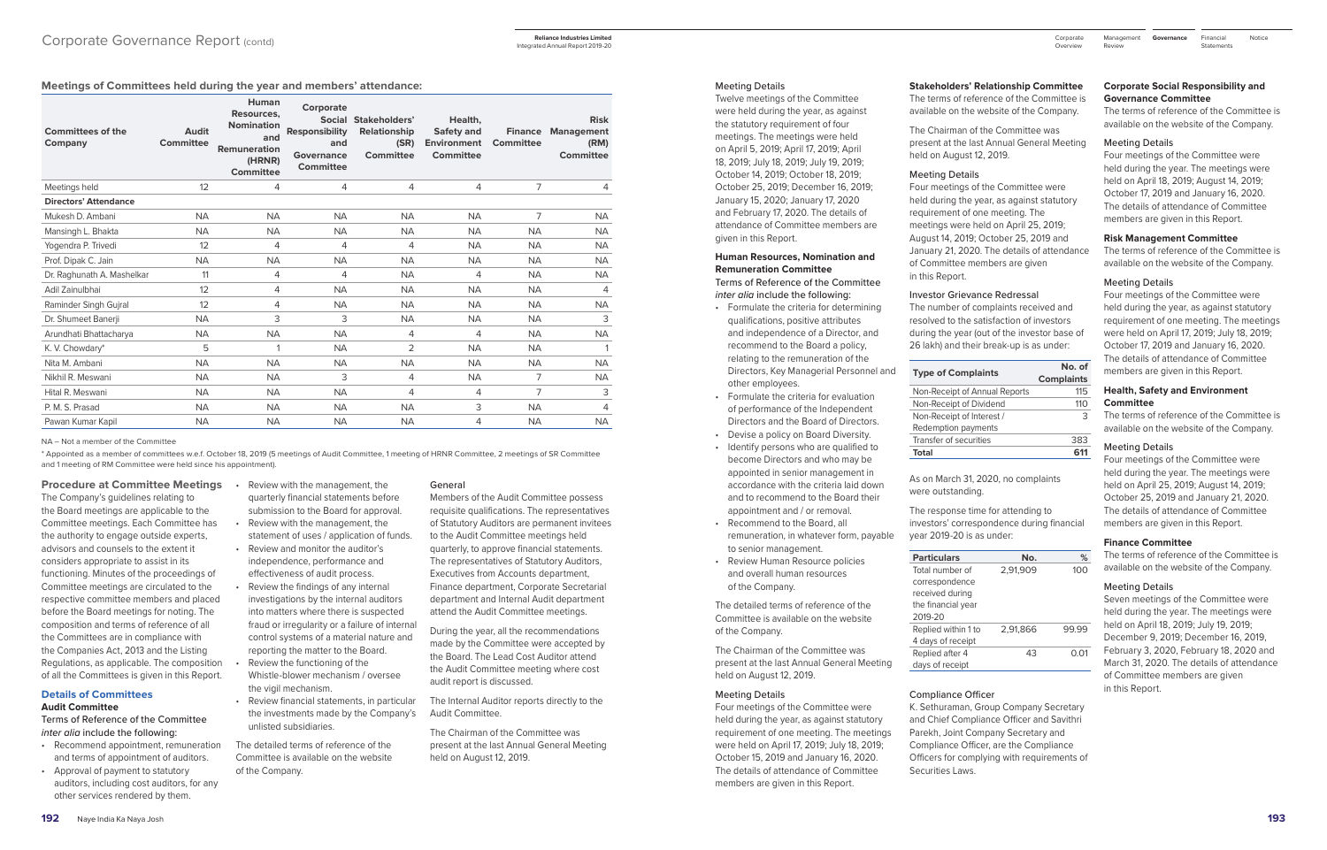## Meetings of Committees held during the year and members' attendance:

| Committees of the Company | Audit Committee | Human Resources, Nomination and Remuneration (HRNR) Committee | Corporate Social Responsibility and Governance Committee | Stakeholders' Relationship (SR) Committee | Health, Safety and Environment Committee | Finance Committee | Risk Management (RM) Committee |
|---|---|---|---|---|---|---|---|
| Meetings held | 12 | 4 | 4 | 4 | 4 | 7 | 4 |
| **Directors' Attendance** | | | | | | | |
| Mukesh D. Ambani | NA | NA | NA | NA | NA | 7 | NA |
| Mansingh L. Bhakta | NA | NA | NA | NA | NA | NA | NA |
| Yogendra P. Trivedi | 12 | 4 | 4 | 4 | NA | NA | NA |
| Prof. Dipak C. Jain | NA | NA | NA | NA | NA | NA | NA |
| Dr. Raghunath A. Mashelkar | 11 | 4 | 4 | NA | 4 | NA | NA |
| Adil Zainulbhai | 12 | 4 | NA | NA | NA | NA | 4 |
| Raminder Singh Gujral | 12 | 4 | NA | NA | NA | NA | NA |
| Dr. Shumeet Banerji | NA | 3 | 3 | NA | NA | NA | 3 |
| Arundhati Bhattacharya | NA | NA | NA | 4 | 4 | NA | NA |
| K. V. Chowdary* | 5 | 1 | NA | 2 | NA | NA | 1 |
| Nita M. Ambani | NA | NA | NA | NA | NA | NA | NA |
| Nikhil R. Meswani | NA | NA | 3 | 4 | NA | 7 | NA |
| Hital R. Meswani | NA | NA | NA | 4 | 4 | 7 | 3 |
| P. M. S. Prasad | NA | NA | NA | NA | 3 | NA | 4 |
| Pawan Kumar Kapil | NA | NA | NA | NA | 4 | NA | NA |

NA – Not a member of the Committee

\* Appointed as a member of committees w.e.f. October 18, 2019 (5 meetings of Audit Committee, 1 meeting of HRNR Committee, 2 meetings of SR Committee and 1 meeting of RM Committee were held since his appointment).

### Procedure at Committee Meetings

The Company's guidelines relating to the Board meetings are applicable to the Committee meetings. Each Committee has the authority to engage outside experts, advisors and counsels to the extent it considers appropriate to assist in its functioning. Minutes of the proceedings of Committee meetings are circulated to the respective committee members and placed before the Board meetings for noting. The composition and terms of reference of all the Committees are in compliance with the Companies Act, 2013 and the Listing Regulations, as applicable. The composition of all the Committees is given in this Report.

### Details of Committees

**Audit Committee**

Terms of Reference of the Committee *inter alia* include the following:

- Recommend appointment, remuneration and terms of appointment of auditors.
- Approval of payment to statutory auditors, including cost auditors, for any other services rendered by them.
- Review with the management, the quarterly financial statements before submission to the Board for approval.
- Review with the management, the statement of uses / application of funds.
- Review and monitor the auditor's independence, performance and effectiveness of audit process.
- Review the findings of any internal investigations by the internal auditors into matters where there is suspected fraud or irregularity or a failure of internal control systems of a material nature and reporting the matter to the Board.
- Review the functioning of the Whistle-blower mechanism / oversee the vigil mechanism.
- Review financial statements, in particular the investments made by the Company's unlisted subsidiaries.

The detailed terms of reference of the Committee is available on the website of the Company.

General

Members of the Audit Committee possess requisite qualifications. The representatives of Statutory Auditors are permanent invitees to the Audit Committee meetings held quarterly, to approve financial statements. The representatives of Statutory Auditors, Executives from Accounts department, Finance department, Corporate Secretarial department and Internal Audit department attend the Audit Committee meetings.

During the year, all the recommendations made by the Committee were accepted by the Board. The Lead Cost Auditor attend the Audit Committee meeting where cost audit report is discussed.

The Internal Auditor reports directly to the Audit Committee.

The Chairman of the Committee was present at the last Annual General Meeting held on August 12, 2019.

Meeting Details

Twelve meetings of the Committee were held during the year, as against the statutory requirement of four meetings. The meetings were held on April 5, 2019; April 17, 2019; April 18, 2019; July 18, 2019; July 19, 2019; October 14, 2019; October 18, 2019; October 25, 2019; December 16, 2019; January 15, 2020; January 17, 2020 and February 17, 2020. The details of attendance of Committee members are given in this Report.

**Human Resources, Nomination and Remuneration Committee**

Terms of Reference of the Committee *inter alia* include the following:

- Formulate the criteria for determining qualifications, positive attributes and independence of a Director, and recommend to the Board a policy, relating to the remuneration of the Directors, Key Managerial Personnel and other employees.
- Formulate the criteria for evaluation of performance of the Independent Directors and the Board of Directors.
- Devise a policy on Board Diversity.
- Identify persons who are qualified to become Directors and who may be appointed in senior management in accordance with the criteria laid down and to recommend to the Board their appointment and / or removal.
- Recommend to the Board, all remuneration, in whatever form, payable to senior management.
- Review Human Resource policies and overall human resources of the Company.

The detailed terms of reference of the Committee is available on the website of the Company.

The Chairman of the Committee was present at the last Annual General Meeting held on August 12, 2019.

Meeting Details

Four meetings of the Committee were held during the year, as against statutory requirement of one meeting. The meetings were held on April 17, 2019; July 18, 2019; October 15, 2019 and January 16, 2020. The details of attendance of Committee members are given in this Report.

**Stakeholders' Relationship Committee**

The terms of reference of the Committee is available on the website of the Company.

The Chairman of the Committee was present at the last Annual General Meeting held on August 12, 2019.

Meeting Details

Four meetings of the Committee were held during the year, as against statutory requirement of one meeting. The meetings were held on April 25, 2019; August 14, 2019; October 25, 2019 and January 21, 2020. The details of attendance of Committee members are given in this Report.

Investor Grievance Redressal

The number of complaints received and resolved to the satisfaction of investors during the year (out of the investor base of 26 lakh) and their break-up is as under:

| Type of Complaints | No. of Complaints |
|---|---|
| Non-Receipt of Annual Reports | 115 |
| Non-Receipt of Dividend | 110 |
| Non-Receipt of Interest / Redemption payments | 3 |
| Transfer of securities | 383 |
| **Total** | **611** |

As on March 31, 2020, no complaints were outstanding.

The response time for attending to investors' correspondence during financial year 2019-20 is as under:

| Particulars | No. | % |
|---|---|---|
| Total number of correspondence received during the financial year 2019-20 | 2,91,909 | 100 |
| Replied within 1 to 4 days of receipt | 2,91,866 | 99.99 |
| Replied after 4 days of receipt | 43 | 0.01 |

Compliance Officer

K. Sethuraman, Group Company Secretary and Chief Compliance Officer and Savithri Parekh, Joint Company Secretary and Compliance Officer, are the Compliance Officers for complying with requirements of Securities Laws.

**Corporate Social Responsibility and Governance Committee**

The terms of reference of the Committee is available on the website of the Company.

Meeting Details

Four meetings of the Committee were held during the year. The meetings were held on April 18, 2019; August 14, 2019; October 17, 2019 and January 16, 2020. The details of attendance of Committee members are given in this Report.

**Risk Management Committee**

The terms of reference of the Committee is available on the website of the Company.

Meeting Details

Four meetings of the Committee were held during the year, as against statutory requirement of one meeting. The meetings were held on April 17, 2019; July 18, 2019; October 17, 2019 and January 16, 2020. The details of attendance of Committee members are given in this Report.

**Health, Safety and Environment Committee**

The terms of reference of the Committee is available on the website of the Company.

Meeting Details

Four meetings of the Committee were held during the year. The meetings were held on April 25, 2019; August 14, 2019; October 25, 2019 and January 21, 2020. The details of attendance of Committee members are given in this Report.

**Finance Committee**

The terms of reference of the Committee is available on the website of the Company.

Meeting Details

Seven meetings of the Committee were held during the year. The meetings were held on April 18, 2019; July 19, 2019; December 9, 2019; December 16, 2019, February 3, 2020, February 18, 2020 and March 31, 2020. The details of attendance of Committee members are given in this Report.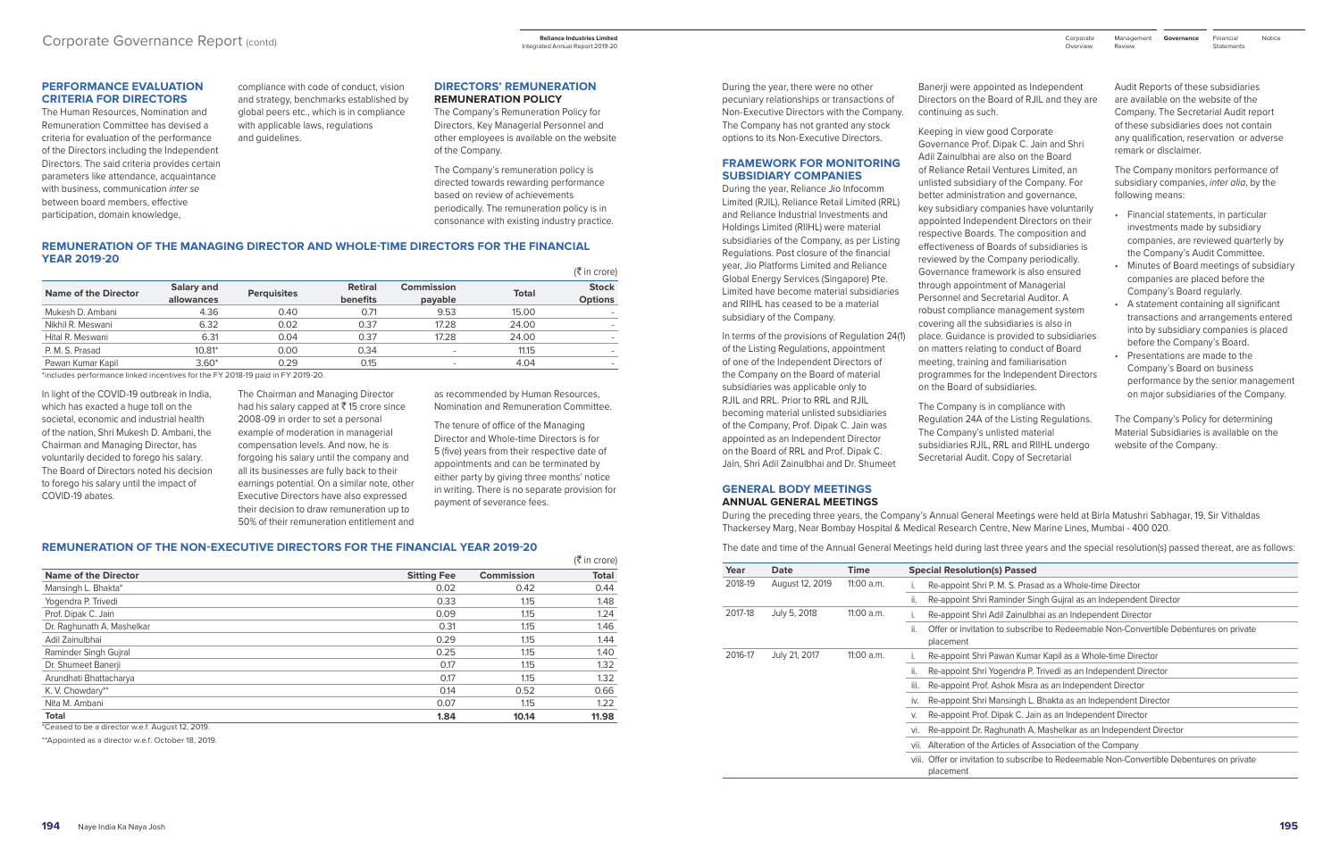## PERFORMANCE EVALUATION CRITERIA FOR DIRECTORS

The Human Resources, Nomination and Remuneration Committee has devised a criteria for evaluation of the performance of the Directors including the Independent Directors. The said criteria provides certain parameters like attendance, acquaintance with business, communication *inter se* between board members, effective participation, domain knowledge, compliance with code of conduct, vision and strategy, benchmarks established by global peers etc., which is in compliance with applicable laws, regulations and guidelines.

## DIRECTORS' REMUNERATION

### REMUNERATION POLICY

The Company's Remuneration Policy for Directors, Key Managerial Personnel and other employees is available on the website of the Company.

The Company's remuneration policy is directed towards rewarding performance based on review of achievements periodically. The remuneration policy is in consonance with existing industry practice.

## REMUNERATION OF THE MANAGING DIRECTOR AND WHOLE-TIME DIRECTORS FOR THE FINANCIAL YEAR 2019-20

(₹ in crore)

| Name of the Director | Salary and allowances | Perquisites | Retiral benefits | Commission payable | Total | Stock Options |
|---|---|---|---|---|---|---|
| Mukesh D. Ambani | 4.36 | 0.40 | 0.71 | 9.53 | 15.00 | - |
| Nikhil R. Meswani | 6.32 | 0.02 | 0.37 | 17.28 | 24.00 | - |
| Hital R. Meswani | 6.31 | 0.04 | 0.37 | 17.28 | 24.00 | - |
| P. M. S. Prasad | 10.81* | 0.00 | 0.34 | - | 11.15 | - |
| Pawan Kumar Kapil | 3.60* | 0.29 | 0.15 | - | 4.04 | - |

*includes performance linked incentives for the FY 2018-19 paid in FY 2019-20.

In light of the COVID-19 outbreak in India, which has exacted a huge toll on the societal, economic and industrial health of the nation, Shri Mukesh D. Ambani, the Chairman and Managing Director, has voluntarily decided to forego his salary. The Board of Directors noted his decision to forego his salary until the impact of COVID-19 abates.

The Chairman and Managing Director had his salary capped at ₹ 15 crore since 2008-09 in order to set a personal example of moderation in managerial compensation levels. And now, he is forgoing his salary until the company and all its businesses are fully back to their earnings potential. On a similar note, other Executive Directors have also expressed their decision to draw remuneration up to 50% of their remuneration entitlement and as recommended by Human Resources, Nomination and Remuneration Committee.

The tenure of office of the Managing Director and Whole-time Directors is for 5 (five) years from their respective date of appointments and can be terminated by either party by giving three months' notice in writing. There is no separate provision for payment of severance fees.

## REMUNERATION OF THE NON-EXECUTIVE DIRECTORS FOR THE FINANCIAL YEAR 2019-20

(₹ in crore)

| Name of the Director | Sitting Fee | Commission | Total |
|---|---|---|---|
| Mansingh L. Bhakta* | 0.02 | 0.42 | 0.44 |
| Yogendra P. Trivedi | 0.33 | 1.15 | 1.48 |
| Prof. Dipak C. Jain | 0.09 | 1.15 | 1.24 |
| Dr. Raghunath A. Mashelkar | 0.31 | 1.15 | 1.46 |
| Adil Zainulbhai | 0.29 | 1.15 | 1.44 |
| Raminder Singh Gujral | 0.25 | 1.15 | 1.40 |
| Dr. Shumeet Banerji | 0.17 | 1.15 | 1.32 |
| Arundhati Bhattacharya | 0.17 | 1.15 | 1.32 |
| K. V. Chowdary** | 0.14 | 0.52 | 0.66 |
| Nita M. Ambani | 0.07 | 1.15 | 1.22 |
| **Total** | **1.84** | **10.14** | **11.98** |

*Ceased to be a director w.e.f. August 12, 2019.

**Appointed as a director w.e.f. October 18, 2019.

During the year, there were no other pecuniary relationships or transactions of Non-Executive Directors with the Company. The Company has not granted any stock options to its Non-Executive Directors.

## FRAMEWORK FOR MONITORING SUBSIDIARY COMPANIES

During the year, Reliance Jio Infocomm Limited (RJIL), Reliance Retail Limited (RRL) and Reliance Industrial Investments and Holdings Limited (RIIHL) were material subsidiaries of the Company, as per Listing Regulations. Post closure of the financial year, Jio Platforms Limited and Reliance Global Energy Services (Singapore) Pte. Limited have become material subsidiaries and RIIHL has ceased to be a material subsidiary of the Company.

In terms of the provisions of Regulation 24(1) of the Listing Regulations, appointment of one of the Independent Directors of the Company on the Board of material subsidiaries was applicable only to RJIL and RRL. Prior to RRL and RJIL becoming material unlisted subsidiaries of the Company, Prof. Dipak C. Jain was appointed as an Independent Director on the Board of RRL and Prof. Dipak C. Jain, Shri Adil Zainulbhai and Dr. Shumeet Banerji were appointed as Independent Directors on the Board of RJIL and they are continuing as such.

Keeping in view good Corporate Governance Prof. Dipak C. Jain and Shri Adil Zainulbhai are also on the Board of Reliance Retail Ventures Limited, an unlisted subsidiary of the Company. For better administration and governance, key subsidiary companies have voluntarily appointed Independent Directors on their respective Boards. The composition and effectiveness of Boards of subsidiaries is reviewed by the Company periodically. Governance framework is also ensured through appointment of Managerial Personnel and Secretarial Auditor. A robust compliance management system covering all the subsidiaries is also in place. Guidance is provided to subsidiaries on matters relating to conduct of Board meeting, training and familiarisation programmes for the Independent Directors on the Board of subsidiaries.

The Company is in compliance with Regulation 24A of the Listing Regulations. The Company's unlisted material subsidiaries RJIL, RRL and RIIHL undergo Secretarial Audit. Copy of Secretarial Audit Reports of these subsidiaries are available on the website of the Company. The Secretarial Audit report of these subsidiaries does not contain any qualification, reservation or adverse remark or disclaimer.

The Company monitors performance of subsidiary companies, *inter alia*, by the following means:

- Financial statements, in particular investments made by subsidiary companies, are reviewed quarterly by the Company's Audit Committee.
- Minutes of Board meetings of subsidiary companies are placed before the Company's Board regularly.
- A statement containing all significant transactions and arrangements entered into by subsidiary companies is placed before the Company's Board.
- Presentations are made to the Company's Board on business performance by the senior management on major subsidiaries of the Company.

The Company's Policy for determining Material Subsidiaries is available on the website of the Company.

## GENERAL BODY MEETINGS

### ANNUAL GENERAL MEETINGS

During the preceding three years, the Company's Annual General Meetings were held at Birla Matushri Sabhagar, 19, Sir Vithaldas Thackersey Marg, Near Bombay Hospital & Medical Research Centre, New Marine Lines, Mumbai - 400 020.

The date and time of the Annual General Meetings held during last three years and the special resolution(s) passed thereat, are as follows:

| Year | Date | Time | Special Resolution(s) Passed |
|---|---|---|---|
| 2018-19 | August 12, 2019 | 11:00 a.m. | i. Re-appoint Shri P. M. S. Prasad as a Whole-time Director |
| | | | ii. Re-appoint Shri Raminder Singh Gujral as an Independent Director |
| 2017-18 | July 5, 2018 | 11:00 a.m. | i. Re-appoint Shri Adil Zainulbhai as an Independent Director |
| | | | ii. Offer or invitation to subscribe to Redeemable Non-Convertible Debentures on private placement |
| 2016-17 | July 21, 2017 | 11:00 a.m. | i. Re-appoint Shri Pawan Kumar Kapil as a Whole-time Director |
| | | | ii. Re-appoint Shri Yogendra P. Trivedi as an Independent Director |
| | | | iii. Re-appoint Prof. Ashok Misra as an Independent Director |
| | | | iv. Re-appoint Shri Mansingh L. Bhakta as an Independent Director |
| | | | v. Re-appoint Prof. Dipak C. Jain as an Independent Director |
| | | | vi. Re-appoint Dr. Raghunath A. Mashelkar as an Independent Director |
| | | | vii. Alteration of the Articles of Association of the Company |
| | | | viii. Offer or invitation to subscribe to Redeemable Non-Convertible Debentures on private placement |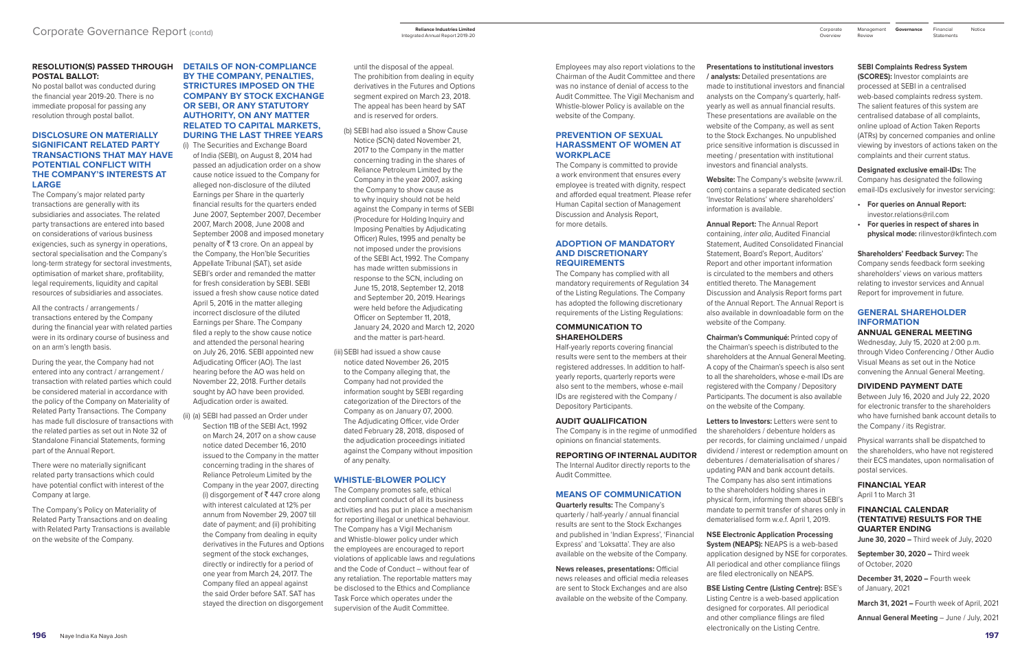## RESOLUTION(S) PASSED THROUGH POSTAL BALLOT:

No postal ballot was conducted during the financial year 2019-20. There is no immediate proposal for passing any resolution through postal ballot.

## DISCLOSURE ON MATERIALLY SIGNIFICANT RELATED PARTY TRANSACTIONS THAT MAY HAVE POTENTIAL CONFLICT WITH THE COMPANY'S INTERESTS AT LARGE

The Company's major related party transactions are generally with its subsidiaries and associates. The related party transactions are entered into based on considerations of various business exigencies, such as synergy in operations, sectoral specialisation and the Company's long-term strategy for sectoral investments, optimisation of market share, profitability, legal requirements, liquidity and capital resources of subsidiaries and associates.

All the contracts / arrangements / transactions entered by the Company during the financial year with related parties were in its ordinary course of business and on an arm's length basis.

During the year, the Company had not entered into any contract / arrangement / transaction with related parties which could be considered material in accordance with the policy of the Company on Materiality of Related Party Transactions. The Company has made full disclosure of transactions with the related parties as set out in Note 32 of Standalone Financial Statements, forming part of the Annual Report.

There were no materially significant related party transactions which could have potential conflict with interest of the Company at large.

The Company's Policy on Materiality of Related Party Transactions and on dealing with Related Party Transactions is available on the website of the Company.

## DETAILS OF NON-COMPLIANCE BY THE COMPANY, PENALTIES, STRICTURES IMPOSED ON THE COMPANY BY STOCK EXCHANGE OR SEBI, OR ANY STATUTORY AUTHORITY, ON ANY MATTER RELATED TO CAPITAL MARKETS, DURING THE LAST THREE YEARS

(i) The Securities and Exchange Board of India (SEBI), on August 8, 2014 had passed an adjudication order on a show cause notice issued to the Company for alleged non-disclosure of the diluted Earnings per Share in the quarterly financial results for the quarters ended June 2007, September 2007, December 2007, March 2008, June 2008 and September 2008 and imposed monetary penalty of ₹ 13 crore. On an appeal by the Company, the Hon'ble Securities Appellate Tribunal (SAT), set aside SEBI's order and remanded the matter for fresh consideration by SEBI. SEBI issued a fresh show cause notice dated April 5, 2016 in the matter alleging incorrect disclosure of the diluted Earnings per Share. The Company filed a reply to the show cause notice and attended the personal hearing on July 26, 2016. SEBI appointed new Adjudicating Officer (AO). The last hearing before the AO was held on November 22, 2018. Further details sought by AO have been provided. Adjudication order is awaited.

(ii) (a) SEBI had passed an Order under Section 11B of the SEBI Act, 1992 on March 24, 2017 on a show cause notice dated December 16, 2010 issued to the Company in the matter concerning trading in the shares of Reliance Petroleum Limited by the Company in the year 2007, directing (i) disgorgement of ₹ 447 crore along with interest calculated at 12% per annum from November 29, 2007 till date of payment; and (ii) prohibiting the Company from dealing in equity derivatives in the Futures and Options segment of the stock exchanges, directly or indirectly for a period of one year from March 24, 2017. The Company filed an appeal against the said Order before SAT. SAT has stayed the direction on disgorgement until the disposal of the appeal. The prohibition from dealing in equity derivatives in the Futures and Options segment expired on March 23, 2018. The appeal has been heard by SAT and is reserved for orders.

(b) SEBI had also issued a Show Cause Notice (SCN) dated November 21, 2017 to the Company in the matter concerning trading in the shares of Reliance Petroleum Limited by the Company in the year 2007, asking the Company to show cause as to why inquiry should not be held against the Company in terms of SEBI (Procedure for Holding Inquiry and Imposing Penalties by Adjudicating Officer) Rules, 1995 and penalty be not imposed under the provisions of the SEBI Act, 1992. The Company has made written submissions in response to the SCN, including on June 15, 2018, September 12, 2018 and September 20, 2019. Hearings were held before the Adjudicating Officer on September 11, 2018, January 24, 2020 and March 12, 2020 and the matter is part-heard.

(iii) SEBI had issued a show cause notice dated November 26, 2015 to the Company alleging that, the Company had not provided the information sought by SEBI regarding categorization of the Directors of the Company as on January 07, 2000. The Adjudicating Officer, vide Order dated February 28, 2018, disposed of the adjudication proceedings initiated against the Company without imposition of any penalty.

## WHISTLE-BLOWER POLICY

The Company promotes safe, ethical and compliant conduct of all its business activities and has put in place a mechanism for reporting illegal or unethical behaviour. The Company has a Vigil Mechanism and Whistle-blower policy under which the employees are encouraged to report violations of applicable laws and regulations and the Code of Conduct – without fear of any retaliation. The reportable matters may be disclosed to the Ethics and Compliance Task Force which operates under the supervision of the Audit Committee.

Employees may also report violations to the Chairman of the Audit Committee and there was no instance of denial of access to the Audit Committee. The Vigil Mechanism and Whistle-blower Policy is available on the website of the Company.

## PREVENTION OF SEXUAL HARASSMENT OF WOMEN AT WORKPLACE

The Company is committed to provide a work environment that ensures every employee is treated with dignity, respect and afforded equal treatment. Please refer Human Capital section of Management Discussion and Analysis Report, for more details.

## ADOPTION OF MANDATORY AND DISCRETIONARY REQUIREMENTS

The Company has complied with all mandatory requirements of Regulation 34 of the Listing Regulations. The Company has adopted the following discretionary requirements of the Listing Regulations:

### COMMUNICATION TO SHAREHOLDERS

Half-yearly reports covering financial results were sent to the members at their registered addresses. In addition to half-yearly reports, quarterly reports were also sent to the members, whose e-mail IDs are registered with the Company / Depository Participants.

### AUDIT QUALIFICATION

The Company is in the regime of unmodified opinions on financial statements.

### REPORTING OF INTERNAL AUDITOR

The Internal Auditor directly reports to the Audit Committee.

## MEANS OF COMMUNICATION

**Quarterly results:** The Company's quarterly / half-yearly / annual financial results are sent to the Stock Exchanges and published in 'Indian Express', 'Financial Express' and 'Loksatta'. They are also available on the website of the Company.

**News releases, presentations:** Official news releases and official media releases are sent to Stock Exchanges and are also available on the website of the Company.

**Presentations to institutional investors / analysts:** Detailed presentations are made to institutional investors and financial analysts on the Company's quarterly, half-yearly as well as annual financial results. These presentations are available on the website of the Company, as well as sent to the Stock Exchanges. No unpublished price sensitive information is discussed in meeting / presentation with institutional investors and financial analysts.

**Website:** The Company's website (www.ril.com) contains a separate dedicated section 'Investor Relations' where shareholders' information is available.

**Annual Report:** The Annual Report containing, *inter alia*, Audited Financial Statement, Audited Consolidated Financial Statement, Board's Report, Auditors' Report and other important information is circulated to the members and others entitled thereto. The Management Discussion and Analysis Report forms part of the Annual Report. The Annual Report is also available in downloadable form on the website of the Company.

**Chairman's Communiqué:** Printed copy of the Chairman's speech is distributed to the shareholders at the Annual General Meeting. A copy of the Chairman's speech is also sent to all the shareholders, whose e-mail IDs are registered with the Company / Depository Participants. The document is also available on the website of the Company.

**Letters to Investors:** Letters were sent to the shareholders / debenture holders as per records, for claiming unclaimed / unpaid dividend / interest or redemption amount on debentures / dematerialisation of shares / updating PAN and bank account details. The Company has also sent intimations to the shareholders holding shares in physical form, informing them about SEBI's mandate to permit transfer of shares only in dematerialised form w.e.f. April 1, 2019.

**NSE Electronic Application Processing System (NEAPS):** NEAPS is a web-based application designed by NSE for corporates. All periodical and other compliance filings are filed electronically on NEAPS.

**BSE Listing Centre (Listing Centre):** BSE's Listing Centre is a web-based application designed for corporates. All periodical and other compliance filings are filed electronically on the Listing Centre.

**SEBI Complaints Redress System (SCORES):** Investor complaints are processed at SEBI in a centralised web-based complaints redress system. The salient features of this system are centralised database of all complaints, online upload of Action Taken Reports (ATRs) by concerned companies and online viewing by investors of actions taken on the complaints and their current status.

**Designated exclusive email-IDs:** The Company has designated the following email-IDs exclusively for investor servicing:

- **For queries on Annual Report:** investor.relations@ril.com
- **For queries in respect of shares in physical mode:** rilinvestor@kfintech.com

**Shareholders' Feedback Survey:** The Company sends feedback form seeking shareholders' views on various matters relating to investor services and Annual Report for improvement in future.

## GENERAL SHAREHOLDER INFORMATION

### ANNUAL GENERAL MEETING

Wednesday, July 15, 2020 at 2:00 p.m. through Video Conferencing / Other Audio Visual Means as set out in the Notice convening the Annual General Meeting.

### DIVIDEND PAYMENT DATE

Between July 16, 2020 and July 22, 2020 for electronic transfer to the shareholders who have furnished bank account details to the Company / its Registrar.

Physical warrants shall be dispatched to the shareholders, who have not registered their ECS mandates, upon normalisation of postal services.

### FINANCIAL YEAR

April 1 to March 31

### FINANCIAL CALENDAR (TENTATIVE) RESULTS FOR THE QUARTER ENDING

**June 30, 2020 –** Third week of July, 2020

**September 30, 2020 –** Third week of October, 2020

**December 31, 2020 –** Fourth week of January, 2021

**March 31, 2021 –** Fourth week of April, 2021

**Annual General Meeting** – June / July, 2021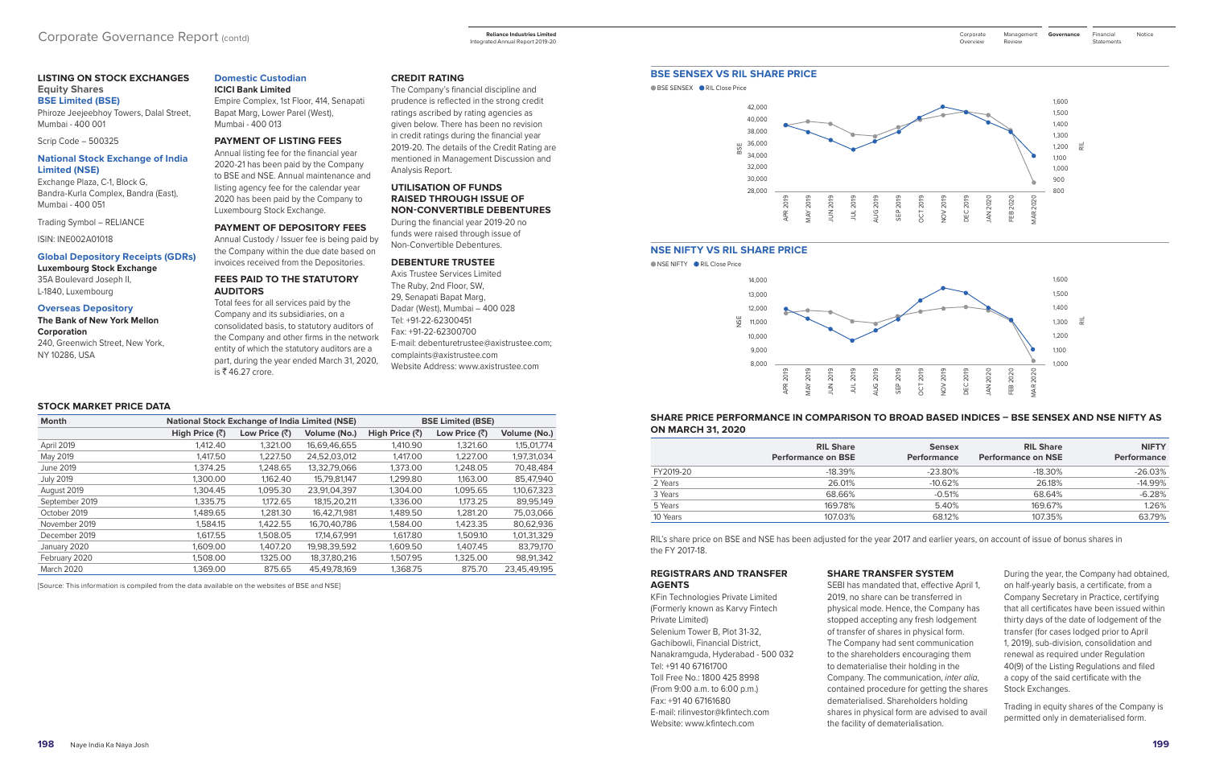## LISTING ON STOCK EXCHANGES

### Equity Shares

**BSE Limited (BSE)**

Phiroze Jeejeebhoy Towers, Dalal Street, Mumbai - 400 001

Scrip Code – 500325

**National Stock Exchange of India Limited (NSE)**

Exchange Plaza, C-1, Block G, Bandra-Kurla Complex, Bandra (East), Mumbai - 400 051

Trading Symbol – RELIANCE

ISIN: INE002A01018

**Global Depository Receipts (GDRs)**

**Luxembourg Stock Exchange**

35A Boulevard Joseph II, L-1840, Luxembourg

**Overseas Depository**

**The Bank of New York Mellon Corporation**

240, Greenwich Street, New York, NY 10286, USA

**Domestic Custodian**

**ICICI Bank Limited**

Empire Complex, 1st Floor, 414, Senapati Bapat Marg, Lower Parel (West), Mumbai - 400 013

## PAYMENT OF LISTING FEES

Annual listing fee for the financial year 2020-21 has been paid by the Company to BSE and NSE. Annual maintenance and listing agency fee for the calendar year 2020 has been paid by the Company to Luxembourg Stock Exchange.

## PAYMENT OF DEPOSITORY FEES

Annual Custody / Issuer fee is being paid by the Company within the due date based on invoices received from the Depositories.

## FEES PAID TO THE STATUTORY AUDITORS

Total fees for all services paid by the Company and its subsidiaries, on a consolidated basis, to statutory auditors of the Company and other firms in the network entity of which the statutory auditors are a part, during the year ended March 31, 2020, is ₹ 46.27 crore.

## CREDIT RATING

The Company's financial discipline and prudence is reflected in the strong credit ratings ascribed by rating agencies as given below. There has been no revision in credit ratings during the financial year 2019-20. The details of the Credit Rating are mentioned in Management Discussion and Analysis Report.

## UTILISATION OF FUNDS RAISED THROUGH ISSUE OF NON-CONVERTIBLE DEBENTURES

During the financial year 2019-20 no funds were raised through issue of Non-Convertible Debentures.

## DEBENTURE TRUSTEE

Axis Trustee Services Limited
The Ruby, 2nd Floor, SW,
29, Senapati Bapat Marg,
Dadar (West), Mumbai – 400 028
Tel: +91-22-62300451
Fax: +91-22-62300700
E-mail: debenturetrustee@axistrustee.com; complaints@axistrustee.com
Website Address: www.axistrustee.com

## STOCK MARKET PRICE DATA

| Month | National Stock Exchange of India Limited (NSE) | | | BSE Limited (BSE) | | |
|---|---|---|---|---|---|---|
| | High Price (₹) | Low Price (₹) | Volume (No.) | High Price (₹) | Low Price (₹) | Volume (No.) |
| April 2019 | 1,412.40 | 1,321.00 | 16,69,46,655 | 1,410.90 | 1,321.60 | 1,15,01,774 |
| May 2019 | 1,417.50 | 1,227.50 | 24,52,03,012 | 1,417.00 | 1,227.00 | 1,97,31,034 |
| June 2019 | 1,374.25 | 1,248.65 | 13,32,79,066 | 1,373.00 | 1,248.05 | 70,48,484 |
| July 2019 | 1,300.00 | 1,162.40 | 15,79,81,147 | 1,299.80 | 1,163.00 | 85,47,940 |
| August 2019 | 1,304.45 | 1,095.30 | 23,91,04,397 | 1,304.00 | 1,095.65 | 1,10,67,323 |
| September 2019 | 1,335.75 | 1,172.65 | 18,15,20,211 | 1,336.00 | 1,173.25 | 89,95,149 |
| October 2019 | 1,489.65 | 1,281.30 | 16,42,71,981 | 1,489.50 | 1,281.20 | 75,03,066 |
| November 2019 | 1,584.15 | 1,422.55 | 16,70,40,786 | 1,584.00 | 1,423.35 | 80,62,936 |
| December 2019 | 1,617.55 | 1,508.05 | 17,14,67,991 | 1,617.80 | 1,509.10 | 1,01,31,329 |
| January 2020 | 1,609.00 | 1,407.20 | 19,98,39,592 | 1,609.50 | 1,407.45 | 83,79,170 |
| February 2020 | 1,508.00 | 1325.00 | 18,37,80,216 | 1,507.95 | 1,325.00 | 98,91,342 |
| March 2020 | 1,369.00 | 875.65 | 45,49,78,169 | 1,368.75 | 875.70 | 23,45,49,195 |

[Source: This information is compiled from the data available on the websites of BSE and NSE]

## BSE SENSEX VS RIL SHARE PRICE

● BSE SENSEX ● RIL Close Price

## NSE NIFTY VS RIL SHARE PRICE

● NSE NIFTY ● RIL Close Price

## SHARE PRICE PERFORMANCE IN COMPARISON TO BROAD BASED INDICES – BSE SENSEX AND NSE NIFTY AS ON MARCH 31, 2020

| | RIL Share Performance on BSE | Sensex Performance | RIL Share Performance on NSE | NIFTY Performance |
|---|---|---|---|---|
| FY2019-20 | -18.39% | -23.80% | -18.30% | -26.03% |
| 2 Years | 26.01% | -10.62% | 26.18% | -14.99% |
| 3 Years | 68.66% | -0.51% | 68.64% | -6.28% |
| 5 Years | 169.78% | 5.40% | 169.67% | 1.26% |
| 10 Years | 107.03% | 68.12% | 107.35% | 63.79% |

RIL's share price on BSE and NSE has been adjusted for the year 2017 and earlier years, on account of issue of bonus shares in the FY 2017-18.

## REGISTRARS AND TRANSFER AGENTS

KFin Technologies Private Limited (Formerly known as Karvy Fintech Private Limited)
Selenium Tower B, Plot 31-32, Gachibowli, Financial District, Nanakramguda, Hyderabad - 500 032
Tel: +91 40 67161700
Toll Free No.: 1800 425 8998 (From 9:00 a.m. to 6:00 p.m.)
Fax: +91 40 67161680
E-mail: rilinvestor@kfintech.com
Website: www.kfintech.com

## SHARE TRANSFER SYSTEM

SEBI has mandated that, effective April 1, 2019, no share can be transferred in physical mode. Hence, the Company has stopped accepting any fresh lodgement of transfer of shares in physical form. The Company had sent communication to the shareholders encouraging them to dematerialise their holding in the Company. The communication, *inter alia*, contained procedure for getting the shares dematerialised. Shareholders holding shares in physical form are advised to avail the facility of dematerialisation.

During the year, the Company had obtained, on half-yearly basis, a certificate, from a Company Secretary in Practice, certifying that all certificates have been issued within thirty days of the date of lodgement of the transfer (for cases lodged prior to April 1, 2019), sub-division, consolidation and renewal as required under Regulation 40(9) of the Listing Regulations and filed a copy of the said certificate with the Stock Exchanges.

Trading in equity shares of the Company is permitted only in dematerialised form.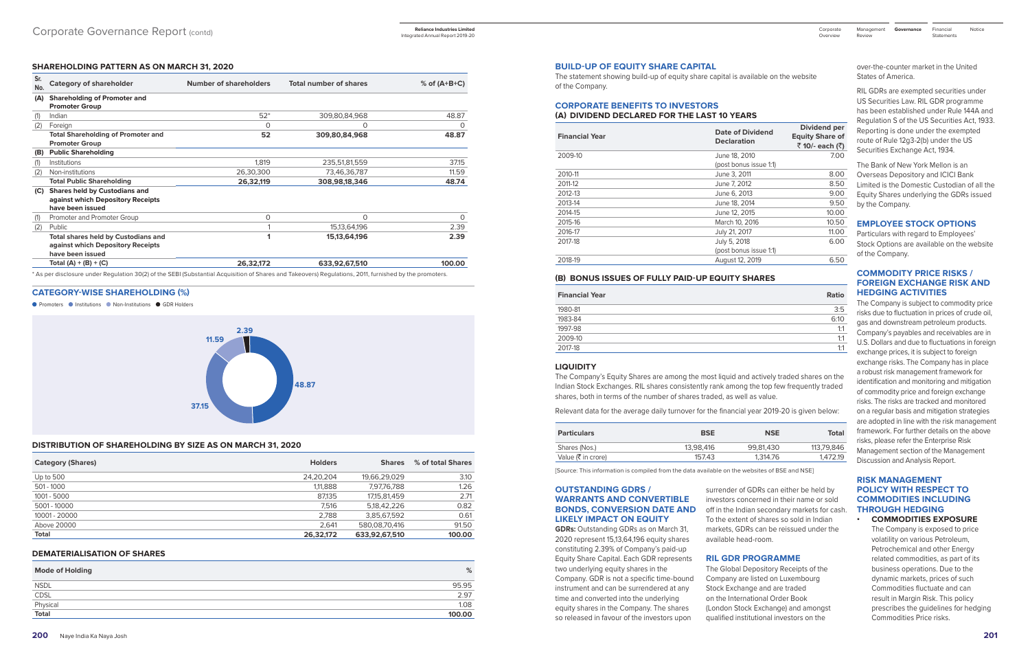## SHAREHOLDING PATTERN AS ON MARCH 31, 2020

| Sr. No. | Category of shareholder | Number of shareholders | Total number of shares | % of (A+B+C) |
|---|---|---|---|---|
| **(A)** | **Shareholding of Promoter and Promoter Group** | | | |
| (1) | Indian | 52* | 309,80,84,968 | 48.87 |
| (2) | Foreign | 0 | 0 | 0 |
| | **Total Shareholding of Promoter and Promoter Group** | **52** | **309,80,84,968** | **48.87** |
| **(B)** | **Public Shareholding** | | | |
| (1) | Institutions | 1,819 | 235,51,81,559 | 37.15 |
| (2) | Non-institutions | 26,30,300 | 73,46,36,787 | 11.59 |
| | **Total Public Shareholding** | **26,32,119** | **308,98,18,346** | **48.74** |
| **(C)** | **Shares held by Custodians and against which Depository Receipts have been issued** | | | |
| (1) | Promoter and Promoter Group | 0 | 0 | 0 |
| (2) | Public | 1 | 15,13,64,196 | 2.39 |
| | **Total shares held by Custodians and against which Depository Receipts have been issued** | **1** | **15,13,64,196** | **2.39** |
| | **Total (A) + (B) + (C)** | **26,32,172** | **633,92,67,510** | **100.00** |

* As per disclosure under Regulation 30(2) of the SEBI (Substantial Acquisition of Shares and Takeovers) Regulations, 2011, furnished by the promoters.

## CATEGORY-WISE SHAREHOLDING (%)

Promoters 48.87; Institutions 37.15; Non-Institutions 11.59; GDR Holders 2.39

## DISTRIBUTION OF SHAREHOLDING BY SIZE AS ON MARCH 31, 2020

| Category (Shares) | Holders | Shares | % of total Shares |
|---|---|---|---|
| Up to 500 | 24,20,204 | 19,66,29,029 | 3.10 |
| 501 - 1000 | 1,11,888 | 7,97,76,788 | 1.26 |
| 1001 - 5000 | 87,135 | 17,15,81,459 | 2.71 |
| 5001 - 10000 | 7,516 | 5,18,42,226 | 0.82 |
| 10001 - 20000 | 2,788 | 3,85,67,592 | 0.61 |
| Above 20000 | 2,641 | 580,08,70,416 | 91.50 |
| **Total** | **26,32,172** | **633,92,67,510** | **100.00** |

## DEMATERIALISATION OF SHARES

| Mode of Holding | % |
|---|---|
| NSDL | 95.95 |
| CDSL | 2.97 |
| Physical | 1.08 |
| **Total** | **100.00** |

## BUILD-UP OF EQUITY SHARE CAPITAL

The statement showing build-up of equity share capital is available on the website of the Company.

## CORPORATE BENEFITS TO INVESTORS

### (A) DIVIDEND DECLARED FOR THE LAST 10 YEARS

| Financial Year | Date of Dividend Declaration | Dividend per Equity Share of ₹ 10/- each (₹) |
|---|---|---|
| 2009-10 | June 18, 2010 (post bonus issue 1:1) | 7.00 |
| 2010-11 | June 3, 2011 | 8.00 |
| 2011-12 | June 7, 2012 | 8.50 |
| 2012-13 | June 6, 2013 | 9.00 |
| 2013-14 | June 18, 2014 | 9.50 |
| 2014-15 | June 12, 2015 | 10.00 |
| 2015-16 | March 10, 2016 | 10.50 |
| 2016-17 | July 21, 2017 | 11.00 |
| 2017-18 | July 5, 2018 (post bonus issue 1:1) | 6.00 |
| 2018-19 | August 12, 2019 | 6.50 |

### (B) BONUS ISSUES OF FULLY PAID-UP EQUITY SHARES

| Financial Year | Ratio |
|---|---|
| 1980-81 | 3:5 |
| 1983-84 | 6:10 |
| 1997-98 | 1:1 |
| 2009-10 | 1:1 |
| 2017-18 | 1:1 |

## LIQUIDITY

The Company's Equity Shares are among the most liquid and actively traded shares on the Indian Stock Exchanges. RIL shares consistently rank among the top few frequently traded shares, both in terms of the number of shares traded, as well as value.

Relevant data for the average daily turnover for the financial year 2019-20 is given below:

| Particulars | BSE | NSE | Total |
|---|---|---|---|
| Shares (Nos.) | 13,98,416 | 99,81,430 | 113,79,846 |
| Value (₹ in crore) | 157.43 | 1,314.76 | 1,472.19 |

[Source: This information is compiled from the data available on the websites of BSE and NSE]

## OUTSTANDING GDRS / WARRANTS AND CONVERTIBLE BONDS, CONVERSION DATE AND LIKELY IMPACT ON EQUITY

**GDRs:** Outstanding GDRs as on March 31, 2020 represent 15,13,64,196 equity shares constituting 2.39% of Company's paid-up Equity Share Capital. Each GDR represents two underlying equity shares in the Company. GDR is not a specific time-bound instrument and can be surrendered at any time and converted into the underlying equity shares in the Company. The shares so released in favour of the investors upon surrender of GDRs can either be held by investors concerned in their name or sold off in the Indian secondary markets for cash. To the extent of shares so sold in Indian markets, GDRs can be reissued under the available head-room.

## RIL GDR PROGRAMME

The Global Depository Receipts of the Company are listed on Luxembourg Stock Exchange and are traded on the International Order Book (London Stock Exchange) and amongst qualified institutional investors on the over-the-counter market in the United States of America.

RIL GDRs are exempted securities under US Securities Law. RIL GDR programme has been established under Rule 144A and Regulation S of the US Securities Act, 1933. Reporting is done under the exempted route of Rule 12g3-2(b) under the US Securities Exchange Act, 1934.

The Bank of New York Mellon is an Overseas Depository and ICICI Bank Limited is the Domestic Custodian of all the Equity Shares underlying the GDRs issued by the Company.

## EMPLOYEE STOCK OPTIONS

Particulars with regard to Employees' Stock Options are available on the website of the Company.

## COMMODITY PRICE RISKS / FOREIGN EXCHANGE RISK AND HEDGING ACTIVITIES

The Company is subject to commodity price risks due to fluctuation in prices of crude oil, gas and downstream petroleum products. Company's payables and receivables are in U.S. Dollars and due to fluctuations in foreign exchange prices, it is subject to foreign exchange risks. The Company has in place a robust risk management framework for identification and monitoring and mitigation of commodity price and foreign exchange risks. The risks are tracked and monitored on a regular basis and mitigation strategies are adopted in line with the risk management framework. For further details on the above risks, please refer the Enterprise Risk Management section of the Management Discussion and Analysis Report.

## RISK MANAGEMENT POLICY WITH RESPECT TO COMMODITIES INCLUDING THROUGH HEDGING

- **COMMODITIES EXPOSURE**

  The Company is exposed to price volatility on various Petroleum, Petrochemical and other Energy related commodities, as part of its business operations. Due to the dynamic markets, prices of such Commodities fluctuate and can result in Margin Risk. This policy prescribes the guidelines for hedging Commodities Price risks.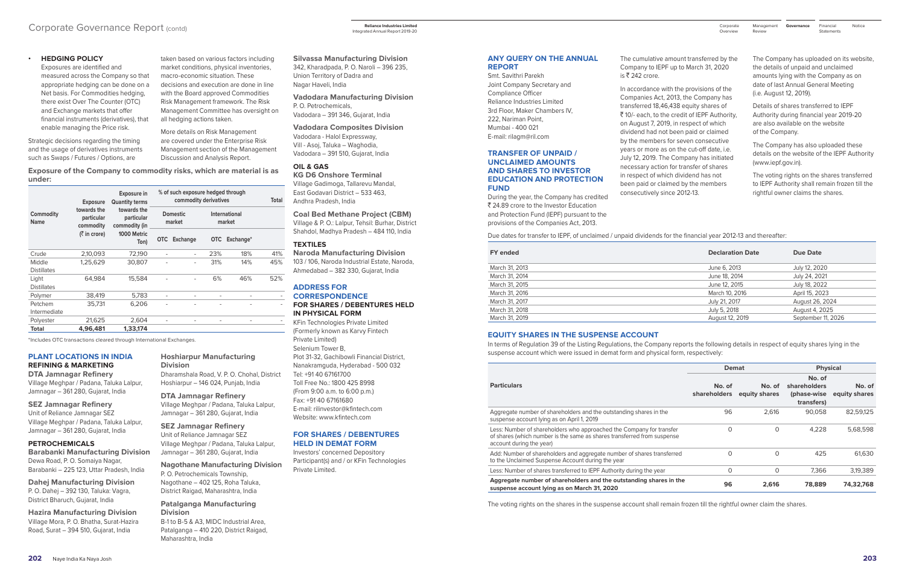- **HEDGING POLICY**

  Exposures are identified and measured across the Company so that appropriate hedging can be done on a Net basis. For Commodities hedging, there exist Over The Counter (OTC) and Exchange markets that offer financial instruments (derivatives), that enable managing the Price risk.

Strategic decisions regarding the timing and the usage of derivatives instruments such as Swaps / Futures / Options, are taken based on various factors including market conditions, physical inventories, macro-economic situation. These decisions and execution are done in line with the Board approved Commodities Risk Management framework. The Risk Management Committee has oversight on all hedging actions taken.

More details on Risk Management are covered under the Enterprise Risk Management section of the Management Discussion and Analysis Report.

**Exposure of the Company to commodity risks, which are material is as under:**

| Commodity Name | Exposure towards the particular commodity (₹ in crore) | Exposure in Quantity terms towards the particular commodity (in 1000 Metric Ton) | % of such exposure hedged through commodity derivatives | | | | Total |
|---|---|---|---|---|---|---|---|
| | | | Domestic market | | International market | | |
| | | | OTC | Exchange | OTC | Exchange* | |
| Crude | 2,10,093 | 72,190 | - | - | 23% | 18% | 41% |
| Middle Distillates | 1,25,629 | 30,807 | - | - | 31% | 14% | 45% |
| Light Distillates | 64,984 | 15,584 | - | - | 6% | 46% | 52% |
| Polymer | 38,419 | 5,783 | - | - | - | - | - |
| Petchem Intermediate | 35,731 | 6,206 | - | - | - | - | - |
| Polyester | 21,625 | 2,604 | - | - | - | - | - |
| **Total** | **4,96,481** | **1,33,174** | | | | | |

*Includes OTC transactions cleared through International Exchanges.

## PLANT LOCATIONS IN INDIA

### REFINING & MARKETING

**DTA Jamnagar Refinery**
Village Meghpar / Padana, Taluka Lalpur, Jamnagar – 361 280, Gujarat, India

**SEZ Jamnagar Refinery**
Unit of Reliance Jamnagar SEZ
Village Meghpar / Padana, Taluka Lalpur, Jamnagar – 361 280, Gujarat, India

### PETROCHEMICALS

**Barabanki Manufacturing Division**
Dewa Road, P. O. Somaiya Nagar, Barabanki – 225 123, Uttar Pradesh, India

**Dahej Manufacturing Division**
P. O. Dahej – 392 130, Taluka: Vagra, District Bharuch, Gujarat, India

**Hazira Manufacturing Division**
Village Mora, P. O. Bhatha, Surat-Hazira Road, Surat – 394 510, Gujarat, India

**Hoshiarpur Manufacturing Division**
Dharamshala Road, V. P. O. Chohal, District Hoshiarpur – 146 024, Punjab, India

**DTA Jamnagar Refinery**
Village Meghpar / Padana, Taluka Lalpur, Jamnagar – 361 280, Gujarat, India

**SEZ Jamnagar Refinery**
Unit of Reliance Jamnagar SEZ
Village Meghpar / Padana, Taluka Lalpur, Jamnagar – 361 280, Gujarat, India

**Nagothane Manufacturing Division**
P. O. Petrochemicals Township, Nagothane – 402 125, Roha Taluka, District Raigad, Maharashtra, India

**Patalganga Manufacturing Division**
B-1 to B-5 & A3, MIDC Industrial Area, Patalganga – 410 220, District Raigad, Maharashtra, India

**Silvassa Manufacturing Division**
342, Kharadpada, P. O. Naroli – 396 235, Union Territory of Dadra and Nagar Haveli, India

**Vadodara Manufacturing Division**
P. O. Petrochemicals, Vadodara – 391 346, Gujarat, India

**Vadodara Composites Division**
Vadodara - Halol Expressway, Vill - Asoj, Taluka – Waghodia, Vadodara – 391 510, Gujarat, India

### OIL & GAS

**KG D6 Onshore Terminal**
Village Gadimoga, Tallarevu Mandal, East Godavari District – 533 463, Andhra Pradesh, India

**Coal Bed Methane Project (CBM)**
Village & P. O.: Lalpur, Tehsil: Burhar, District Shahdol, Madhya Pradesh – 484 110, India

### TEXTILES

**Naroda Manufacturing Division**
103 / 106, Naroda Industrial Estate, Naroda, Ahmedabad – 382 330, Gujarat, India

## ADDRESS FOR CORRESPONDENCE

### FOR SHARES / DEBENTURES HELD IN PHYSICAL FORM

KFin Technologies Private Limited
(Formerly known as Karvy Fintech Private Limited)
Selenium Tower B,
Plot 31-32, Gachibowli Financial District, Nanakramguda, Hyderabad - 500 032
Tel: +91 40 67161700
Toll Free No.: 1800 425 8998
(From 9:00 a.m. to 6:00 p.m.)
Fax: +91 40 67161680
E-mail: rilinvestor@kfintech.com
Website: www.kfintech.com

### FOR SHARES / DEBENTURES HELD IN DEMAT FORM

Investors' concerned Depository Participant(s) and / or KFin Technologies Private Limited.

## ANY QUERY ON THE ANNUAL REPORT

Smt. Savithri Parekh
Joint Company Secretary and Compliance Officer
Reliance Industries Limited
3rd Floor, Maker Chambers IV,
222, Nariman Point,
Mumbai - 400 021
E-mail: rilagm@ril.com

## TRANSFER OF UNPAID / UNCLAIMED AMOUNTS AND SHARES TO INVESTOR EDUCATION AND PROTECTION FUND

During the year, the Company has credited ₹ 24.89 crore to the Investor Education and Protection Fund (IEPF) pursuant to the provisions of the Companies Act, 2013.

The cumulative amount transferred by the Company to IEPF up to March 31, 2020 is ₹ 242 crore.

In accordance with the provisions of the Companies Act, 2013, the Company has transferred 18,46,438 equity shares of ₹ 10/- each, to the credit of IEPF Authority, on August 7, 2019, in respect of which dividend had not been paid or claimed by the members for seven consecutive years or more as on the cut-off date, i.e. July 12, 2019. The Company has initiated necessary action for transfer of shares in respect of which dividend has not been paid or claimed by the members consecutively since 2012-13.

The Company has uploaded on its website, the details of unpaid and unclaimed amounts lying with the Company as on date of last Annual General Meeting (i.e. August 12, 2019).

Details of shares transferred to IEPF Authority during financial year 2019-20 are also available on the website of the Company.

The Company has also uploaded these details on the website of the IEPF Authority (www.iepf.gov.in).

The voting rights on the shares transferred to IEPF Authority shall remain frozen till the rightful owner claims the shares.

Due dates for transfer to IEPF, of unclaimed / unpaid dividends for the financial year 2012-13 and thereafter:

| FY ended | Declaration Date | Due Date |
|---|---|---|
| March 31, 2013 | June 6, 2013 | July 12, 2020 |
| March 31, 2014 | June 18, 2014 | July 24, 2021 |
| March 31, 2015 | June 12, 2015 | July 18, 2022 |
| March 31, 2016 | March 10, 2016 | April 15, 2023 |
| March 31, 2017 | July 21, 2017 | August 26, 2024 |
| March 31, 2018 | July 5, 2018 | August 4, 2025 |
| March 31, 2019 | August 12, 2019 | September 11, 2026 |

## EQUITY SHARES IN THE SUSPENSE ACCOUNT

In terms of Regulation 39 of the Listing Regulations, the Company reports the following details in respect of equity shares lying in the suspense account which were issued in demat form and physical form, respectively:

| Particulars | Demat | | Physical | |
|---|---|---|---|---|
| | No. of shareholders | No. of equity shares | No. of shareholders (phase-wise transfers) | No. of equity shares |
| Aggregate number of shareholders and the outstanding shares in the suspense account lying as on April 1, 2019 | 96 | 2,616 | 90,058 | 82,59,125 |
| Less: Number of shareholders who approached the Company for transfer of shares (which number is the same as shares transferred from suspense account during the year) | 0 | 0 | 4,228 | 5,68,598 |
| Add: Number of shareholders and aggregate number of shares transferred to the Unclaimed Suspense Account during the year | 0 | 0 | 425 | 61,630 |
| Less: Number of shares transferred to IEPF Authority during the year | 0 | 0 | 7,366 | 3,19,389 |
| **Aggregate number of shareholders and the outstanding shares in the suspense account lying as on March 31, 2020** | **96** | **2,616** | **78,889** | **74,32,768** |

The voting rights on the shares in the suspense account shall remain frozen till the rightful owner claim the shares.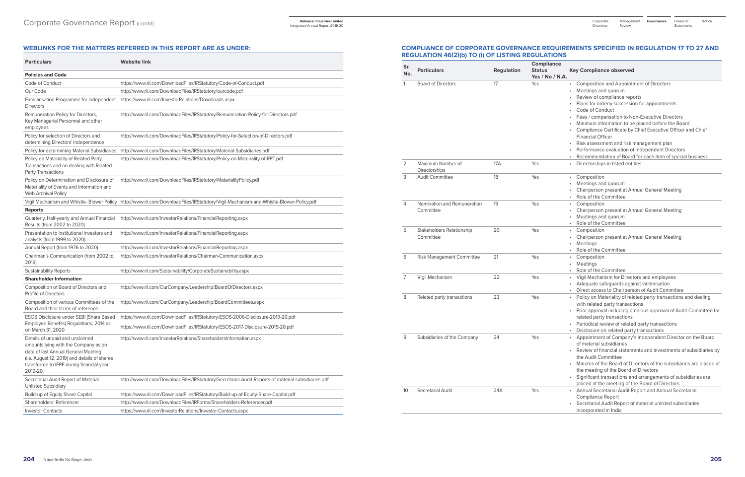## WEBLINKS FOR THE MATTERS REFERRED IN THIS REPORT ARE AS UNDER:

| Particulars | Website link |
|---|---|
| **Policies and Code** | |
| Code of Conduct | https://www.ril.com/DownloadFiles/IRStatutory/Code-of-Conduct.pdf |
| Our Code | http://www.ril.com/DownloadFiles/IRStatutory/ourcode.pdf |
| Familarisation Programme for Independent Directors | https://www.ril.com/InvestorRelations/Downloads.aspx |
| Remuneration Policy for Directors, Key Managerial Personnel and other employees | http://www.ril.com/DownloadFiles/IRStatutory/Remuneration-Policy-for-Directors.pdf |
| Policy for selection of Directors and determining Directors' independence | http://www.ril.com/DownloadFiles/IRStatutory/Policy-for-Selection-of-Directors.pdf |
| Policy for determining Material Subsidiaries | http://www.ril.com/DownloadFiles/IRStatutory/Material-Subsidiaries.pdf |
| Policy on Materiality of Related Party Transactions and on dealing with Related Party Transactions | http://www.ril.com/DownloadFiles/IRStatutory/Policy-on-Materiality-of-RPT.pdf |
| Policy on Determination and Disclosure of Materiality of Events and Information and Web Archival Policy | http://www.ril.com/DownloadFiles/IRStatutory/MaterialityPolicy.pdf |
| Vigil Mechanism and Whistle- Blower Policy | http://www.ril.com/DownloadFiles/IRStatutory/Vigil-Mechanism-and-Whistle-Blower-Policy.pdf |
| **Reports** | |
| Quarterly, Half-yearly and Annual Financial Results (from 2002 to 2020) | http://www.ril.com/InvestorRelations/FinancialReporting.aspx |
| Presentation to institutional investors and analysts (from 1999 to 2020) | http://www.ril.com/InvestorRelations/FinancialReporting.aspx |
| Annual Report (from 1976 to 2020) | http://www.ril.com/InvestorRelations/FinancialReporting.aspx |
| Chairman's Communication (from 2002 to 2019) | http://www.ril.com/InvestorRelations/Chairman-Communication.aspx |
| Sustainability Reports | http://www.ril.com/Sustainability/CorporateSustainability.aspx |
| **Shareholder Information** | |
| Composition of Board of Directors and Profile of Directors | http://www.ril.com/OurCompany/Leadership/BoardOfDirectors.aspx |
| Composition of various Committees of the Board and their terms of reference | http://www.ril.com/OurCompany/Leadership/BoardCommittees.aspx |
| ESOS Disclosure under SEBI (Share Based Employee Benefits) Regulations, 2014 as on March 31, 2020 | https://www.ril.com/DownloadFiles/IRStatutory/ESOS-2006-Disclosure-2019-20.pdf<br>https://www.ril.com/DownloadFiles/IRStatutory/ESOS-2017-Disclosure-2019-20.pdf |
| Details of unpaid and unclaimed amounts lying with the Company as on date of last Annual General Meeting (i.e. August 12, 2019) and details of shares transferred to IEPF during financial year 2019-20. | http://www.ril.com/InvestorRelations/ShareholdersInformation.aspx |
| Secretarial Audit Report of Material Unlisted Subsidiary | http://www.ril.com/DownloadFiles/IRStatutory/Secretarial-Audit-Reports-of-material-subsidiaries.pdf |
| Build-up of Equity Share Capital | https://www.ril.com/DownloadFiles/IRStatutory/Build-up-of-Equity-Share-Capital.pdf |
| Shareholders' Referencer | http://www.ril.com/DownloadFiles/IRForms/Shareholders-Referencer.pdf |
| Investor Contacts | https://www.ril.com/InvestorRelations/Investor-Contacts.aspx |

## COMPLIANCE OF CORPORATE GOVERNANCE REQUIREMENTS SPECIFIED IN REGULATION 17 TO 27 AND REGULATION 46(2)(b) TO (i) OF LISTING REGULATIONS

| Sr. No. | Particulars | Regulation | Compliance Status Yes / No / N.A. | Key Compliance observed |
|---|---|---|---|---|
| 1 | Board of Directors | 17 | Yes | • Composition and Appointment of Directors<br>• Meetings and quorum<br>• Review of compliance reports<br>• Plans for orderly succession for appointments<br>• Code of Conduct<br>• Fees / compensation to Non-Executive Directors<br>• Minimum information to be placed before the Board<br>• Compliance Certificate by Chief Executive Officer and Chief Financial Officer<br>• Risk assessment and risk management plan<br>• Performance evaluation of Independent Directors<br>• Recommendation of Board for each item of special business |
| 2 | Maximum Number of Directorships | 17A | Yes | • Directorships in listed entities |
| 3 | Audit Committee | 18 | Yes | • Composition<br>• Meetings and quorum<br>• Chairperson present at Annual General Meeting<br>• Role of the Committee |
| 4 | Nomination and Remuneration Committee | 19 | Yes | • Composition<br>• Chairperson present at Annual General Meeting<br>• Meetings and quorum<br>• Role of the Committee |
| 5 | Stakeholders Relationship Committee | 20 | Yes | • Composition<br>• Chairperson present at Annual General Meeting<br>• Meetings<br>• Role of the Committee |
| 6 | Risk Management Committee | 21 | Yes | • Composition<br>• Meetings<br>• Role of the Committee |
| 7 | Vigil Mechanism | 22 | Yes | • Vigil Mechanism for Directors and employees<br>• Adequate safeguards against victimisation<br>• Direct access to Chairperson of Audit Committee |
| 8 | Related party transactions | 23 | Yes | • Policy on Materiality of related party transactions and dealing with related party transactions<br>• Prior approval including omnibus approval of Audit Committee for related party transactions<br>• Periodical review of related party transactions<br>• Disclosure on related party transactions |
| 9 | Subsidiaries of the Company | 24 | Yes | • Appointment of Company's Independent Director on the Board of material subsidiaries<br>• Review of financial statements and investments of subsidiaries by the Audit Committee<br>• Minutes of the Board of Directors of the subsidiaries are placed at the meeting of the Board of Directors<br>• Significant transactions and arrangements of subsidiaries are placed at the meeting of the Board of Directors |
| 10 | Secretarial Audit | 24A | Yes | • Annual Secretarial Audit Report and Annual Secretarial Compliance Report<br>• Secretarial Audit Report of material unlisted subsidiaries incorporated in India |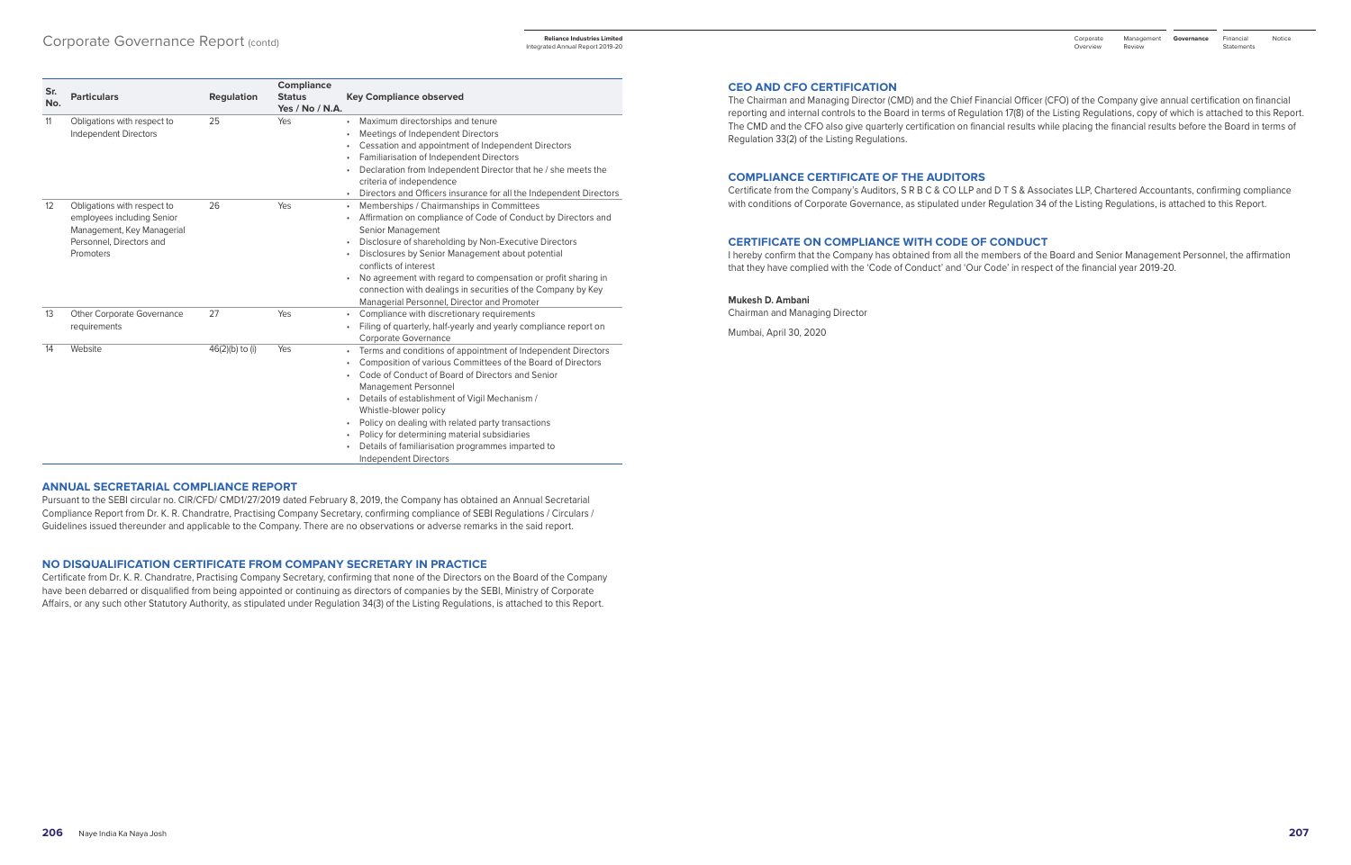| Sr. No. | Particulars | Regulation | Compliance Status Yes / No / N.A. | Key Compliance observed |
|---|---|---|---|---|
| 11 | Obligations with respect to Independent Directors | 25 | Yes | • Maximum directorships and tenure<br>• Meetings of Independent Directors<br>• Cessation and appointment of Independent Directors<br>• Familiarisation of Independent Directors<br>• Declaration from Independent Director that he / she meets the criteria of independence<br>• Directors and Officers insurance for all the Independent Directors |
| 12 | Obligations with respect to employees including Senior Management, Key Managerial Personnel, Directors and Promoters | 26 | Yes | • Memberships / Chairmanships in Committees<br>• Affirmation on compliance of Code of Conduct by Directors and Senior Management<br>• Disclosure of shareholding by Non-Executive Directors<br>• Disclosures by Senior Management about potential conflicts of interest<br>• No agreement with regard to compensation or profit sharing in connection with dealings in securities of the Company by Key Managerial Personnel, Director and Promoter |
| 13 | Other Corporate Governance requirements | 27 | Yes | • Compliance with discretionary requirements<br>• Filing of quarterly, half-yearly and yearly compliance report on Corporate Governance |
| 14 | Website | 46(2)(b) to (i) | Yes | • Terms and conditions of appointment of Independent Directors<br>• Composition of various Committees of the Board of Directors<br>• Code of Conduct of Board of Directors and Senior Management Personnel<br>• Details of establishment of Vigil Mechanism / Whistle-blower policy<br>• Policy on dealing with related party transactions<br>• Policy for determining material subsidiaries<br>• Details of familiarisation programmes imparted to Independent Directors |

## ANNUAL SECRETARIAL COMPLIANCE REPORT

Pursuant to the SEBI circular no. CIR/CFD/ CMD1/27/2019 dated February 8, 2019, the Company has obtained an Annual Secretarial Compliance Report from Dr. K. R. Chandratre, Practising Company Secretary, confirming compliance of SEBI Regulations / Circulars / Guidelines issued thereunder and applicable to the Company. There are no observations or adverse remarks in the said report.

## NO DISQUALIFICATION CERTIFICATE FROM COMPANY SECRETARY IN PRACTICE

Certificate from Dr. K. R. Chandratre, Practising Company Secretary, confirming that none of the Directors on the Board of the Company have been debarred or disqualified from being appointed or continuing as directors of companies by the SEBI, Ministry of Corporate Affairs, or any such other Statutory Authority, as stipulated under Regulation 34(3) of the Listing Regulations, is attached to this Report.

## CEO AND CFO CERTIFICATION

The Chairman and Managing Director (CMD) and the Chief Financial Officer (CFO) of the Company give annual certification on financial reporting and internal controls to the Board in terms of Regulation 17(8) of the Listing Regulations, copy of which is attached to this Report. The CMD and the CFO also give quarterly certification on financial results while placing the financial results before the Board in terms of Regulation 33(2) of the Listing Regulations.

## COMPLIANCE CERTIFICATE OF THE AUDITORS

Certificate from the Company's Auditors, S R B C & CO LLP and D T S & Associates LLP, Chartered Accountants, confirming compliance with conditions of Corporate Governance, as stipulated under Regulation 34 of the Listing Regulations, is attached to this Report.

## CERTIFICATE ON COMPLIANCE WITH CODE OF CONDUCT

I hereby confirm that the Company has obtained from all the members of the Board and Senior Management Personnel, the affirmation that they have complied with the 'Code of Conduct' and 'Our Code' in respect of the financial year 2019-20.

**Mukesh D. Ambani**
Chairman and Managing Director

Mumbai, April 30, 2020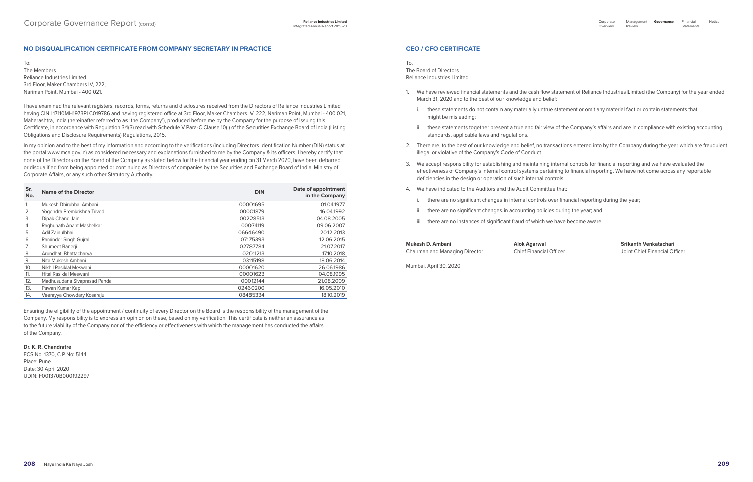## NO DISQUALIFICATION CERTIFICATE FROM COMPANY SECRETARY IN PRACTICE

To:
The Members
Reliance Industries Limited
3rd Floor, Maker Chambers IV, 222,
Nariman Point, Mumbai - 400 021.

I have examined the relevant registers, records, forms, returns and disclosures received from the Directors of Reliance Industries Limited having CIN L17110MH1973PLC019786 and having registered office at 3rd Floor, Maker Chambers IV, 222, Nariman Point, Mumbai - 400 021, Maharashtra, India (hereinafter referred to as 'the Company'), produced before me by the Company for the purpose of issuing this Certificate, in accordance with Regulation 34(3) read with Schedule V Para-C Clause 10(i) of the Securities Exchange Board of India (Listing Obligations and Disclosure Requirements) Regulations, 2015.

In my opinion and to the best of my information and according to the verifications (including Directors Identification Number (DIN) status at the portal www.mca.gov.in) as considered necessary and explanations furnished to me by the Company & its officers, I hereby certify that none of the Directors on the Board of the Company as stated below for the financial year ending on 31 March 2020, have been debarred or disqualified from being appointed or continuing as Directors of companies by the Securities and Exchange Board of India, Ministry of Corporate Affairs, or any such other Statutory Authority.

| Sr. No. | Name of the Director | DIN | Date of appointment in the Company |
|---|---|---|---|
| 1. | Mukesh Dhirubhai Ambani | 00001695 | 01.04.1977 |
| 2. | Yogendra Premkrishna Trivedi | 00001879 | 16.04.1992 |
| 3. | Dipak Chand Jain | 00228513 | 04.08.2005 |
| 4. | Raghunath Anant Mashelkar | 00074119 | 09.06.2007 |
| 5. | Adil Zainulbhai | 06646490 | 20.12.2013 |
| 6. | Raminder Singh Gujral | 07175393 | 12.06.2015 |
| 7. | Shumeet Banerji | 02787784 | 21.07.2017 |
| 8. | Arundhati Bhattacharya | 02011213 | 17.10.2018 |
| 9. | Nita Mukesh Ambani | 03115198 | 18.06.2014 |
| 10. | Nikhil Rasiklal Meswani | 00001620 | 26.06.1986 |
| 11. | Hital Rasiklal Meswani | 00001623 | 04.08.1995 |
| 12. | Madhusudana Sivaprasad Panda | 00012144 | 21.08.2009 |
| 13. | Pawan Kumar Kapil | 02460200 | 16.05.2010 |
| 14. | Veerayya Chowdary Kosaraju | 08485334 | 18.10.2019 |

Ensuring the eligibility of the appointment / continuity of every Director on the Board is the responsibility of the management of the Company. My responsibility is to express an opinion on these, based on my verification. This certificate is neither an assurance as to the future viability of the Company nor of the efficiency or effectiveness with which the management has conducted the affairs of the Company.

**Dr. K. R. Chandratre**
FCS No. 1370, C P No: 5144
Place: Pune
Date: 30 April 2020
UDIN: F001370B000192297

## CEO / CFO CERTIFICATE

To,
The Board of Directors
Reliance Industries Limited

1. We have reviewed financial statements and the cash flow statement of Reliance Industries Limited (the Company) for the year ended March 31, 2020 and to the best of our knowledge and belief:
   i. these statements do not contain any materially untrue statement or omit any material fact or contain statements that might be misleading;
   ii. these statements together present a true and fair view of the Company's affairs and are in compliance with existing accounting standards, applicable laws and regulations.
2. There are, to the best of our knowledge and belief, no transactions entered into by the Company during the year which are fraudulent, illegal or violative of the Company's Code of Conduct.
3. We accept responsibility for establishing and maintaining internal controls for financial reporting and we have evaluated the effectiveness of Company's internal control systems pertaining to financial reporting. We have not come across any reportable deficiencies in the design or operation of such internal controls.
4. We have indicated to the Auditors and the Audit Committee that:
   i. there are no significant changes in internal controls over financial reporting during the year;
   ii. there are no significant changes in accounting policies during the year; and
   iii. there are no instances of significant fraud of which we have become aware.

**Mukesh D. Ambani**
Chairman and Managing Director

**Alok Agarwal**
Chief Financial Officer

**Srikanth Venkatachari**
Joint Chief Financial Officer

Mumbai, April 30, 2020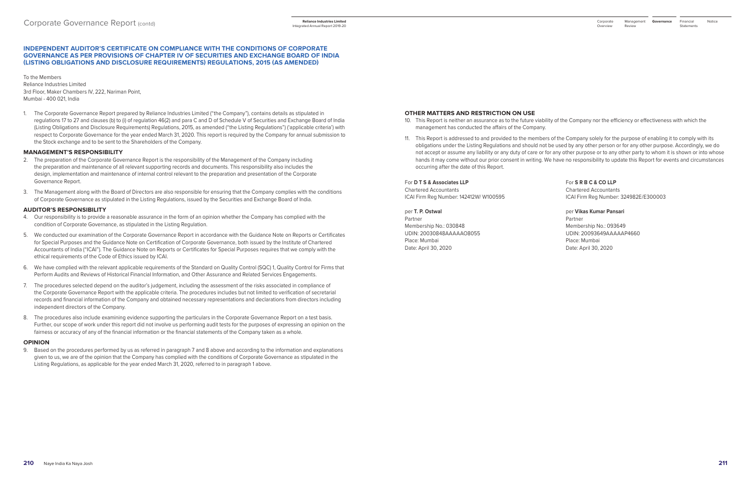## INDEPENDENT AUDITOR'S CERTIFICATE ON COMPLIANCE WITH THE CONDITIONS OF CORPORATE GOVERNANCE AS PER PROVISIONS OF CHAPTER IV OF SECURITIES AND EXCHANGE BOARD OF INDIA (LISTING OBLIGATIONS AND DISCLOSURE REQUIREMENTS) REGULATIONS, 2015 (AS AMENDED)

To the Members
Reliance Industries Limited
3rd Floor, Maker Chambers IV, 222, Nariman Point,
Mumbai - 400 021, India

1. The Corporate Governance Report prepared by Reliance Industries Limited ("the Company"), contains details as stipulated in regulations 17 to 27 and clauses (b) to (i) of regulation 46(2) and para C and D of Schedule V of Securities and Exchange Board of India (Listing Obligations and Disclosure Requirements) Regulations, 2015, as amended ("the Listing Regulations") ('applicable criteria') with respect to Corporate Governance for the year ended March 31, 2020. This report is required by the Company for annual submission to the Stock exchange and to be sent to the Shareholders of the Company.

### MANAGEMENT'S RESPONSIBILITY

2. The preparation of the Corporate Governance Report is the responsibility of the Management of the Company including the preparation and maintenance of all relevant supporting records and documents. This responsibility also includes the design, implementation and maintenance of internal control relevant to the preparation and presentation of the Corporate Governance Report.
3. The Management along with the Board of Directors are also responsible for ensuring that the Company complies with the conditions of Corporate Governance as stipulated in the Listing Regulations, issued by the Securities and Exchange Board of India.

### AUDITOR'S RESPONSIBILITY

4. Our responsibility is to provide a reasonable assurance in the form of an opinion whether the Company has complied with the condition of Corporate Governance, as stipulated in the Listing Regulation.
5. We conducted our examination of the Corporate Governance Report in accordance with the Guidance Note on Reports or Certificates for Special Purposes and the Guidance Note on Certification of Corporate Governance, both issued by the Institute of Chartered Accountants of India ("ICAI"). The Guidance Note on Reports or Certificates for Special Purposes requires that we comply with the ethical requirements of the Code of Ethics issued by ICAI.
6. We have complied with the relevant applicable requirements of the Standard on Quality Control (SQC) 1, Quality Control for Firms that Perform Audits and Reviews of Historical Financial Information, and Other Assurance and Related Services Engagements.
7. The procedures selected depend on the auditor's judgement, including the assessment of the risks associated in compliance of the Corporate Governance Report with the applicable criteria. The procedures includes but not limited to verification of secretarial records and financial information of the Company and obtained necessary representations and declarations from directors including independent directors of the Company.
8. The procedures also include examining evidence supporting the particulars in the Corporate Governance Report on a test basis. Further, our scope of work under this report did not involve us performing audit tests for the purposes of expressing an opinion on the fairness or accuracy of any of the financial information or the financial statements of the Company taken as a whole.

### OPINION

9. Based on the procedures performed by us as referred in paragraph 7 and 8 above and according to the information and explanations given to us, we are of the opinion that the Company has complied with the conditions of Corporate Governance as stipulated in the Listing Regulations, as applicable for the year ended March 31, 2020, referred to in paragraph 1 above.

### OTHER MATTERS AND RESTRICTION ON USE

10. This Report is neither an assurance as to the future viability of the Company nor the efficiency or effectiveness with which the management has conducted the affairs of the Company.
11. This Report is addressed to and provided to the members of the Company solely for the purpose of enabling it to comply with its obligations under the Listing Regulations and should not be used by any other person or for any other purpose. Accordingly, we do not accept or assume any liability or any duty of care or for any other purpose or to any other party to whom it is shown or into whose hands it may come without our prior consent in writing. We have no responsibility to update this Report for events and circumstances occurring after the date of this Report.

For **D T S & Associates LLP**
Chartered Accountants
ICAI Firm Reg Number: 142412W/ W100595

per **T. P. Ostwal**
Partner
Membership No.: 030848
UDIN: 20030848AAAAAO8055
Place: Mumbai
Date: April 30, 2020

For **S R B C & CO LLP**
Chartered Accountants
ICAI Firm Reg Number: 324982E/E300003

per **Vikas Kumar Pansari**
Partner
Membership No.: 093649
UDIN: 20093649AAAAAP4660
Place: Mumbai
Date: April 30, 2020